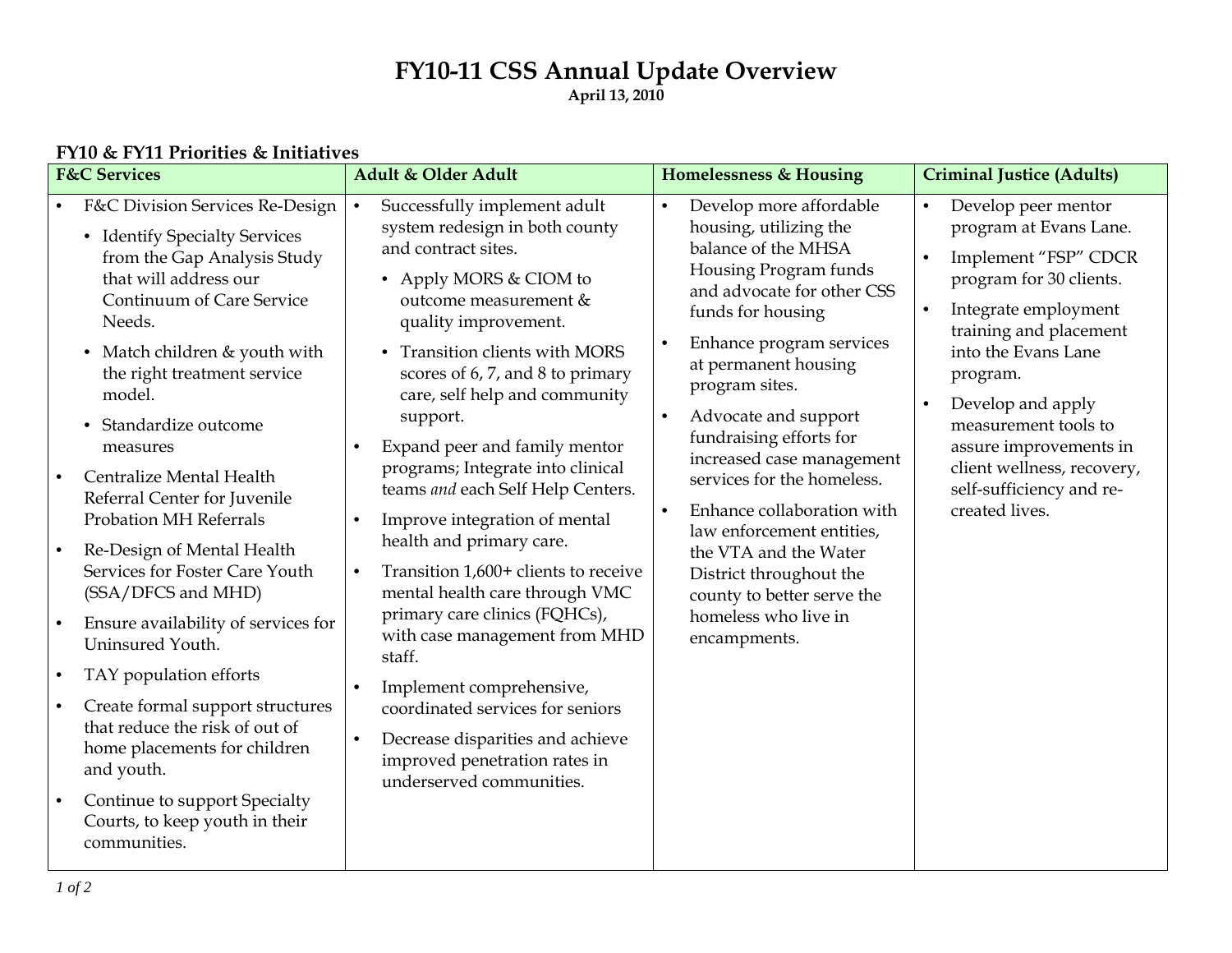# FY10-11 CSS Annual Update Overview

**April 13, 2010**

### FY10 & FY11 Priorities & Initiatives

| F&C Services | Adult & Older Adult | Homelessness & Housing | Criminal Justice (Adults) |
|---|---|---|---|
| • F&C Division Services Re-Design<br>  • Identify Specialty Services from the Gap Analysis Study that will address our Continuum of Care Service Needs.<br>  • Match children & youth with the right treatment service model.<br>  • Standardize outcome measures<br>• Centralize Mental Health Referral Center for Juvenile Probation MH Referrals<br>• Re-Design of Mental Health Services for Foster Care Youth (SSA/DFCS and MHD)<br>• Ensure availability of services for Uninsured Youth.<br>• TAY population efforts<br>• Create formal support structures that reduce the risk of out of home placements for children and youth.<br>• Continue to support Specialty Courts, to keep youth in their communities. | • Successfully implement adult system redesign in both county and contract sites.<br>  • Apply MORS & CIOM to outcome measurement & quality improvement.<br>  • Transition clients with MORS scores of 6, 7, and 8 to primary care, self help and community support.<br>• Expand peer and family mentor programs; Integrate into clinical teams *and* each Self Help Centers.<br>• Improve integration of mental health and primary care.<br>• Transition 1,600+ clients to receive mental health care through VMC primary care clinics (FQHCs), with case management from MHD staff.<br>• Implement comprehensive, coordinated services for seniors<br>• Decrease disparities and achieve improved penetration rates in underserved communities. | • Develop more affordable housing, utilizing the balance of the MHSA Housing Program funds and advocate for other CSS funds for housing<br>• Enhance program services at permanent housing program sites.<br>• Advocate and support fundraising efforts for increased case management services for the homeless.<br>• Enhance collaboration with law enforcement entities, the VTA and the Water District throughout the county to better serve the homeless who live in encampments. | • Develop peer mentor program at Evans Lane.<br>• Implement "FSP" CDCR program for 30 clients.<br>• Integrate employment training and placement into the Evans Lane program.<br>• Develop and apply measurement tools to assure improvements in client wellness, recovery, self-sufficiency and re-created lives. |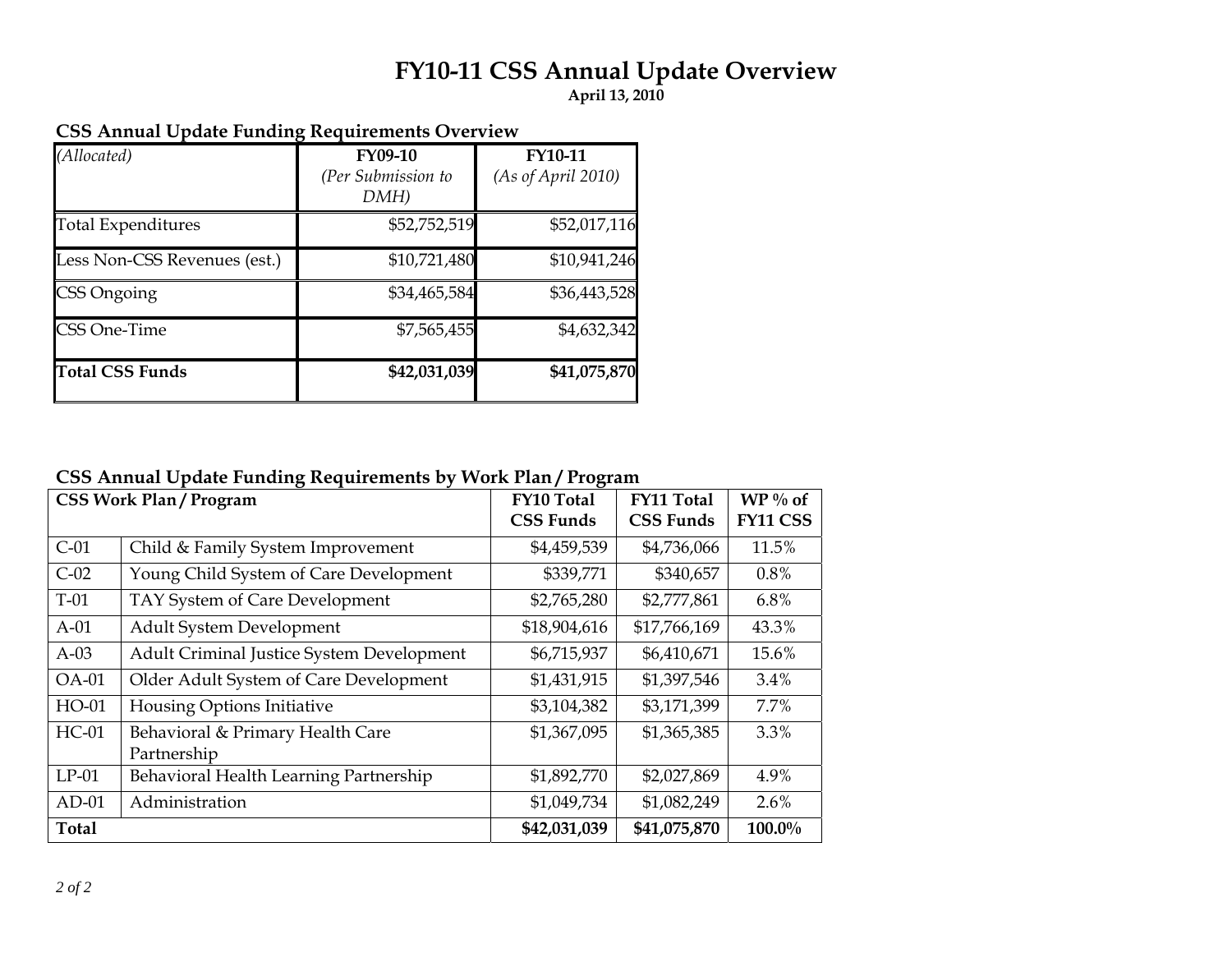# FY10-11 CSS Annual Update Overview

**April 13, 2010**

## CSS Annual Update Funding Requirements Overview

| *(Allocated)* | **FY09-10** *(Per Submission to DMH)* | **FY10-11** *(As of April 2010)* |
|---|---|---|
| Total Expenditures | $52,752,519 | $52,017,116 |
| Less Non-CSS Revenues (est.) | $10,721,480 | $10,941,246 |
| CSS Ongoing | $34,465,584 | $36,443,528 |
| CSS One-Time | $7,565,455 | $4,632,342 |
| **Total CSS Funds** | **$42,031,039** | **$41,075,870** |

## CSS Annual Update Funding Requirements by Work Plan / Program

| **CSS Work Plan / Program** | | **FY10 Total CSS Funds** | **FY11 Total CSS Funds** | **WP % of FY11 CSS** |
|---|---|---|---|---|
| C-01 | Child & Family System Improvement | $4,459,539 | $4,736,066 | 11.5% |
| C-02 | Young Child System of Care Development | $339,771 | $340,657 | 0.8% |
| T-01 | TAY System of Care Development | $2,765,280 | $2,777,861 | 6.8% |
| A-01 | Adult System Development | $18,904,616 | $17,766,169 | 43.3% |
| A-03 | Adult Criminal Justice System Development | $6,715,937 | $6,410,671 | 15.6% |
| OA-01 | Older Adult System of Care Development | $1,431,915 | $1,397,546 | 3.4% |
| HO-01 | Housing Options Initiative | $3,104,382 | $3,171,399 | 7.7% |
| HC-01 | Behavioral & Primary Health Care Partnership | $1,367,095 | $1,365,385 | 3.3% |
| LP-01 | Behavioral Health Learning Partnership | $1,892,770 | $2,027,869 | 4.9% |
| AD-01 | Administration | $1,049,734 | $1,082,249 | 2.6% |
| **Total** | | **$42,031,039** | **$41,075,870** | **100.0%** |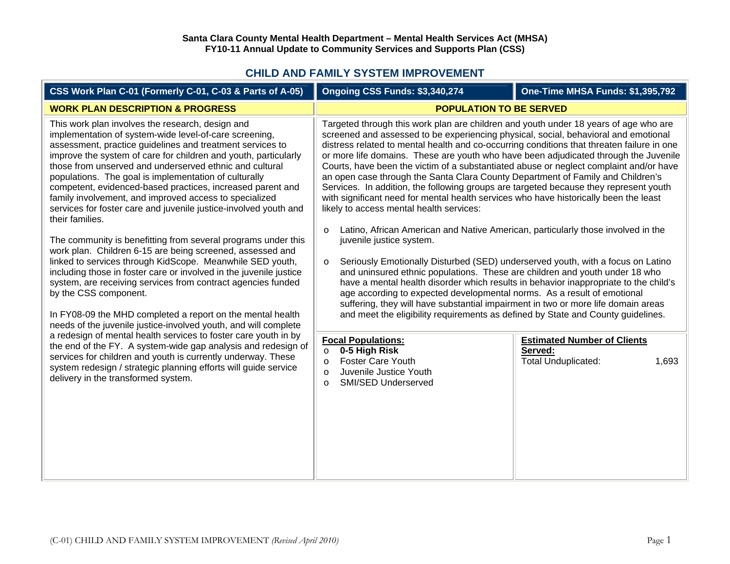**Santa Clara County Mental Health Department – Mental Health Services Act (MHSA)**
**FY10-11 Annual Update to Community Services and Supports Plan (CSS)**

## CHILD AND FAMILY SYSTEM IMPROVEMENT

| CSS Work Plan C-01 (Formerly C-01, C-03 & Parts of A-05) | Ongoing CSS Funds: $3,340,274 | One-Time MHSA Funds: $1,395,792 |
|---|---|---|

### WORK PLAN DESCRIPTION & PROGRESS

This work plan involves the research, design and implementation of system-wide level-of-care screening, assessment, practice guidelines and treatment services to improve the system of care for children and youth, particularly those from unserved and underserved ethnic and cultural populations. The goal is implementation of culturally competent, evidenced-based practices, increased parent and family involvement, and improved access to specialized services for foster care and juvenile justice-involved youth and their families.

The community is benefitting from several programs under this work plan. Children 6-15 are being screened, assessed and linked to services through KidScope. Meanwhile SED youth, including those in foster care or involved in the juvenile justice system, are receiving services from contract agencies funded by the CSS component.

In FY08-09 the MHD completed a report on the mental health needs of the juvenile justice-involved youth, and will complete a redesign of mental health services to foster care youth in by the end of the FY. A system-wide gap analysis and redesign of services for children and youth is currently underway. These system redesign / strategic planning efforts will guide service delivery in the transformed system.

### POPULATION TO BE SERVED

Targeted through this work plan are children and youth under 18 years of age who are screened and assessed to be experiencing physical, social, behavioral and emotional distress related to mental health and co-occurring conditions that threaten failure in one or more life domains. These are youth who have been adjudicated through the Juvenile Courts, have been the victim of a substantiated abuse or neglect complaint and/or have an open case through the Santa Clara County Department of Family and Children's Services. In addition, the following groups are targeted because they represent youth with significant need for mental health services who have historically been the least likely to access mental health services:

- Latino, African American and Native American, particularly those involved in the juvenile justice system.
- Seriously Emotionally Disturbed (SED) underserved youth, with a focus on Latino and uninsured ethnic populations. These are children and youth under 18 who have a mental health disorder which results in behavior inappropriate to the child's age according to expected developmental norms. As a result of emotional suffering, they will have substantial impairment in two or more life domain areas and meet the eligibility requirements as defined by State and County guidelines.

**Focal Populations:**

- **0-5 High Risk**
- Foster Care Youth
- Juvenile Justice Youth
- SMI/SED Underserved

**Estimated Number of Clients Served:**

Total Unduplicated: 1,693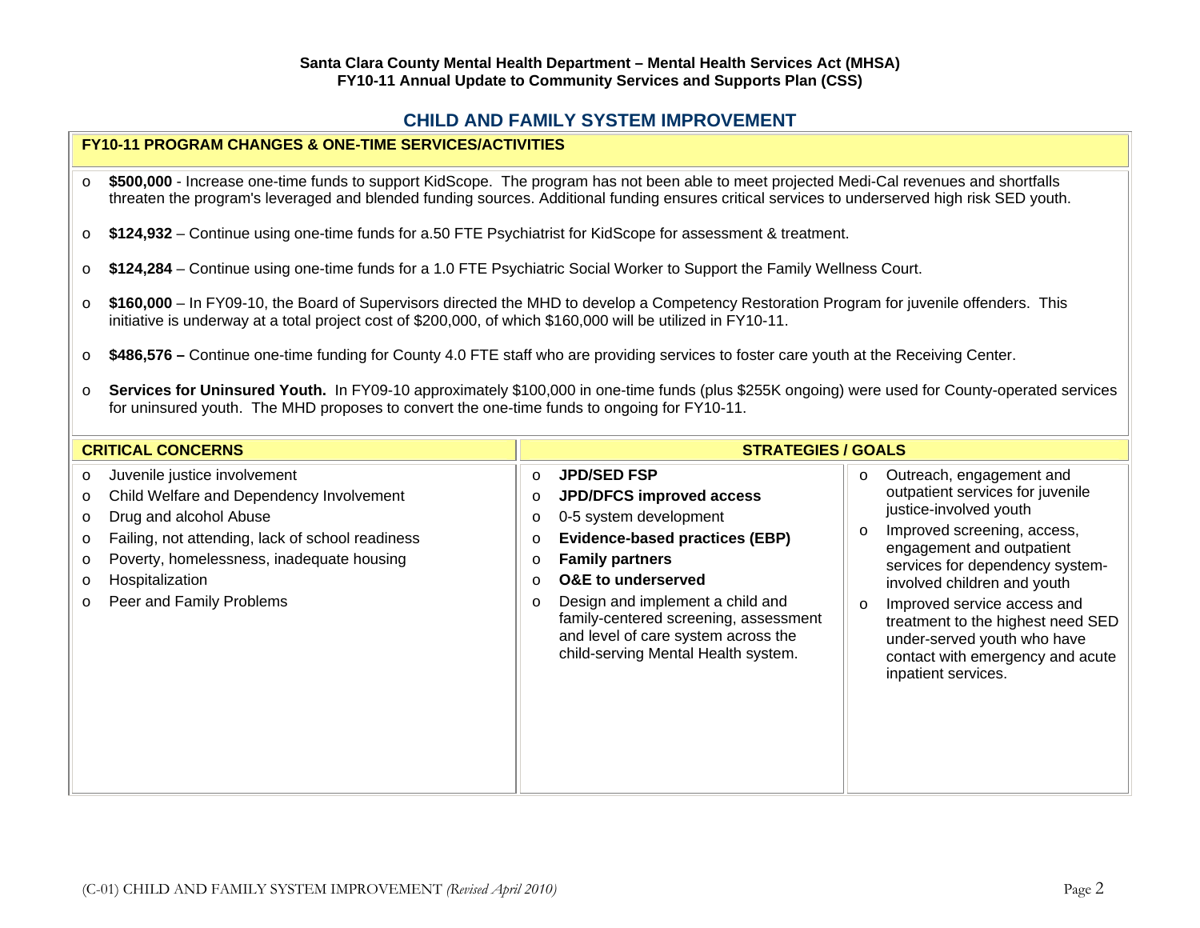## CHILD AND FAMILY SYSTEM IMPROVEMENT

### FY10-11 PROGRAM CHANGES & ONE-TIME SERVICES/ACTIVITIES

- **$500,000** - Increase one-time funds to support KidScope. The program has not been able to meet projected Medi-Cal revenues and shortfalls threaten the program's leveraged and blended funding sources. Additional funding ensures critical services to underserved high risk SED youth.
- **$124,932** – Continue using one-time funds for a.50 FTE Psychiatrist for KidScope for assessment & treatment.
- **$124,284** – Continue using one-time funds for a 1.0 FTE Psychiatric Social Worker to Support the Family Wellness Court.
- **$160,000** – In FY09-10, the Board of Supervisors directed the MHD to develop a Competency Restoration Program for juvenile offenders. This initiative is underway at a total project cost of $200,000, of which $160,000 will be utilized in FY10-11.
- **$486,576 –** Continue one-time funding for County 4.0 FTE staff who are providing services to foster care youth at the Receiving Center.
- **Services for Uninsured Youth.** In FY09-10 approximately $100,000 in one-time funds (plus $255K ongoing) were used for County-operated services for uninsured youth. The MHD proposes to convert the one-time funds to ongoing for FY10-11.

| CRITICAL CONCERNS | STRATEGIES / GOALS | |
|---|---|---|
| <ul><li>Juvenile justice involvement</li><li>Child Welfare and Dependency Involvement</li><li>Drug and alcohol Abuse</li><li>Failing, not attending, lack of school readiness</li><li>Poverty, homelessness, inadequate housing</li><li>Hospitalization</li><li>Peer and Family Problems</li></ul> | <ul><li>**JPD/SED FSP**</li><li>**JPD/DFCS improved access**</li><li>0-5 system development</li><li>**Evidence-based practices (EBP)**</li><li>**Family partners**</li><li>**O&E to underserved**</li><li>Design and implement a child and family-centered screening, assessment and level of care system across the child-serving Mental Health system.</li></ul> | <ul><li>Outreach, engagement and outpatient services for juvenile justice-involved youth</li><li>Improved screening, access, engagement and outpatient services for dependency system-involved children and youth</li><li>Improved service access and treatment to the highest need SED under-served youth who have contact with emergency and acute inpatient services.</li></ul> |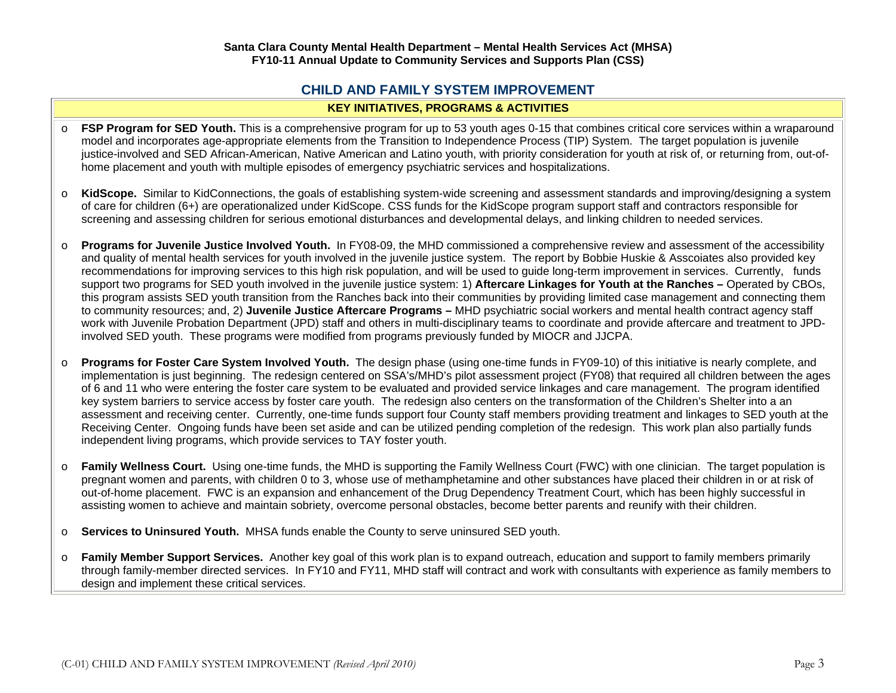## CHILD AND FAMILY SYSTEM IMPROVEMENT

### KEY INITIATIVES, PROGRAMS & ACTIVITIES

- **FSP Program for SED Youth.** This is a comprehensive program for up to 53 youth ages 0-15 that combines critical core services within a wraparound model and incorporates age-appropriate elements from the Transition to Independence Process (TIP) System. The target population is juvenile justice-involved and SED African-American, Native American and Latino youth, with priority consideration for youth at risk of, or returning from, out-of-home placement and youth with multiple episodes of emergency psychiatric services and hospitalizations.

- **KidScope.** Similar to KidConnections, the goals of establishing system-wide screening and assessment standards and improving/designing a system of care for children (6+) are operationalized under KidScope. CSS funds for the KidScope program support staff and contractors responsible for screening and assessing children for serious emotional disturbances and developmental delays, and linking children to needed services.

- **Programs for Juvenile Justice Involved Youth.** In FY08-09, the MHD commissioned a comprehensive review and assessment of the accessibility and quality of mental health services for youth involved in the juvenile justice system. The report by Bobbie Huskie & Asscoiates also provided key recommendations for improving services to this high risk population, and will be used to guide long-term improvement in services. Currently, funds support two programs for SED youth involved in the juvenile justice system: 1) **Aftercare Linkages for Youth at the Ranches –** Operated by CBOs, this program assists SED youth transition from the Ranches back into their communities by providing limited case management and connecting them to community resources; and, 2) **Juvenile Justice Aftercare Programs –** MHD psychiatric social workers and mental health contract agency staff work with Juvenile Probation Department (JPD) staff and others in multi-disciplinary teams to coordinate and provide aftercare and treatment to JPD-involved SED youth. These programs were modified from programs previously funded by MIOCR and JJCPA.

- **Programs for Foster Care System Involved Youth.** The design phase (using one-time funds in FY09-10) of this initiative is nearly complete, and implementation is just beginning. The redesign centered on SSA's/MHD's pilot assessment project (FY08) that required all children between the ages of 6 and 11 who were entering the foster care system to be evaluated and provided service linkages and care management. The program identified key system barriers to service access by foster care youth. The redesign also centers on the transformation of the Children's Shelter into a an assessment and receiving center. Currently, one-time funds support four County staff members providing treatment and linkages to SED youth at the Receiving Center. Ongoing funds have been set aside and can be utilized pending completion of the redesign. This work plan also partially funds independent living programs, which provide services to TAY foster youth.

- **Family Wellness Court.** Using one-time funds, the MHD is supporting the Family Wellness Court (FWC) with one clinician. The target population is pregnant women and parents, with children 0 to 3, whose use of methamphetamine and other substances have placed their children in or at risk of out-of-home placement. FWC is an expansion and enhancement of the Drug Dependency Treatment Court, which has been highly successful in assisting women to achieve and maintain sobriety, overcome personal obstacles, become better parents and reunify with their children.

- **Services to Uninsured Youth.** MHSA funds enable the County to serve uninsured SED youth.

- **Family Member Support Services.** Another key goal of this work plan is to expand outreach, education and support to family members primarily through family-member directed services. In FY10 and FY11, MHD staff will contract and work with consultants with experience as family members to design and implement these critical services.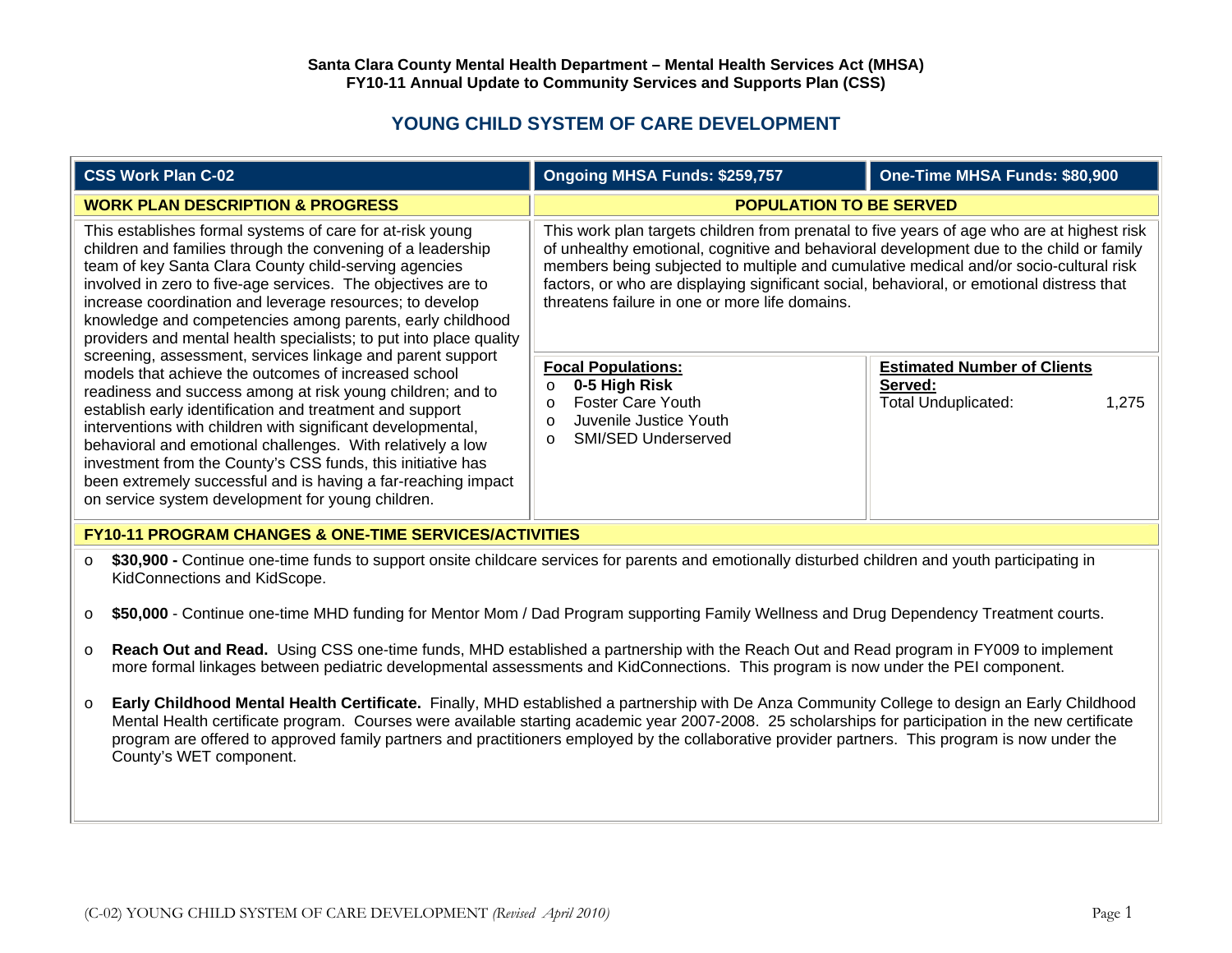**Santa Clara County Mental Health Department – Mental Health Services Act (MHSA)**
**FY10-11 Annual Update to Community Services and Supports Plan (CSS)**

# YOUNG CHILD SYSTEM OF CARE DEVELOPMENT

| CSS Work Plan C-02 | Ongoing MHSA Funds: $259,757 | One-Time MHSA Funds: $80,900 |
|---|---|---|

## WORK PLAN DESCRIPTION & PROGRESS

This establishes formal systems of care for at-risk young children and families through the convening of a leadership team of key Santa Clara County child-serving agencies involved in zero to five-age services. The objectives are to increase coordination and leverage resources; to develop knowledge and competencies among parents, early childhood providers and mental health specialists; to put into place quality screening, assessment, services linkage and parent support models that achieve the outcomes of increased school readiness and success among at risk young children; and to establish early identification and treatment and support interventions with children with significant developmental, behavioral and emotional challenges. With relatively a low investment from the County's CSS funds, this initiative has been extremely successful and is having a far-reaching impact on service system development for young children.

## POPULATION TO BE SERVED

This work plan targets children from prenatal to five years of age who are at highest risk of unhealthy emotional, cognitive and behavioral development due to the child or family members being subjected to multiple and cumulative medical and/or socio-cultural risk factors, or who are displaying significant social, behavioral, or emotional distress that threatens failure in one or more life domains.

**Focal Populations:**

- **0-5 High Risk**
- Foster Care Youth
- Juvenile Justice Youth
- SMI/SED Underserved

**Estimated Number of Clients Served:**

Total Unduplicated: 1,275

## FY10-11 PROGRAM CHANGES & ONE-TIME SERVICES/ACTIVITIES

- **$30,900 -** Continue one-time funds to support onsite childcare services for parents and emotionally disturbed children and youth participating in KidConnections and KidScope.
- **$50,000** - Continue one-time MHD funding for Mentor Mom / Dad Program supporting Family Wellness and Drug Dependency Treatment courts.
- **Reach Out and Read.** Using CSS one-time funds, MHD established a partnership with the Reach Out and Read program in FY009 to implement more formal linkages between pediatric developmental assessments and KidConnections. This program is now under the PEI component.
- **Early Childhood Mental Health Certificate.** Finally, MHD established a partnership with De Anza Community College to design an Early Childhood Mental Health certificate program. Courses were available starting academic year 2007-2008. 25 scholarships for participation in the new certificate program are offered to approved family partners and practitioners employed by the collaborative provider partners. This program is now under the County's WET component.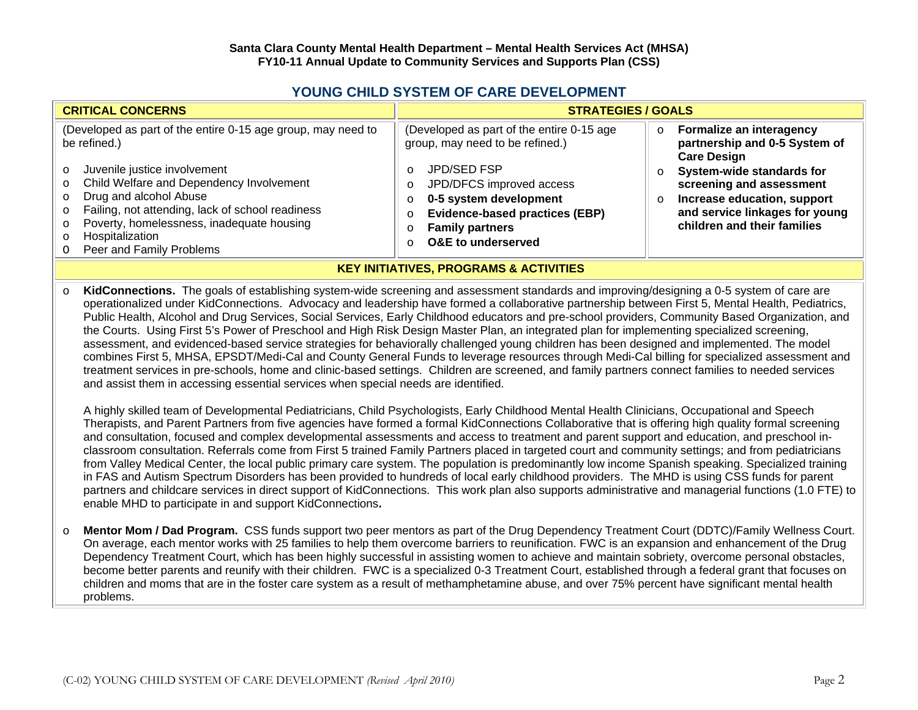Santa Clara County Mental Health Department – Mental Health Services Act (MHSA)
FY10-11 Annual Update to Community Services and Supports Plan (CSS)

## YOUNG CHILD SYSTEM OF CARE DEVELOPMENT

| CRITICAL CONCERNS | STRATEGIES / GOALS | |
|---|---|---|
| (Developed as part of the entire 0-15 age group, may need to be refined.)<br><br>o Juvenile justice involvement<br>o Child Welfare and Dependency Involvement<br>o Drug and alcohol Abuse<br>o Failing, not attending, lack of school readiness<br>o Poverty, homelessness, inadequate housing<br>o Hospitalization<br>o Peer and Family Problems | (Developed as part of the entire 0-15 age group, may need to be refined.)<br><br>o JPD/SED FSP<br>o JPD/DFCS improved access<br>o **0-5 system development**<br>o **Evidence-based practices (EBP)**<br>o **Family partners**<br>o **O&E to underserved** | o **Formalize an interagency partnership and 0-5 System of Care Design**<br>o **System-wide standards for screening and assessment**<br>o **Increase education, support and service linkages for young children and their families** |

### KEY INITIATIVES, PROGRAMS & ACTIVITIES

- **KidConnections.** The goals of establishing system-wide screening and assessment standards and improving/designing a 0-5 system of care are operationalized under KidConnections. Advocacy and leadership have formed a collaborative partnership between First 5, Mental Health, Pediatrics, Public Health, Alcohol and Drug Services, Social Services, Early Childhood educators and pre-school providers, Community Based Organization, and the Courts. Using First 5's Power of Preschool and High Risk Design Master Plan, an integrated plan for implementing specialized screening, assessment, and evidenced-based service strategies for behaviorally challenged young children has been designed and implemented. The model combines First 5, MHSA, EPSDT/Medi-Cal and County General Funds to leverage resources through Medi-Cal billing for specialized assessment and treatment services in pre-schools, home and clinic-based settings. Children are screened, and family partners connect families to needed services and assist them in accessing essential services when special needs are identified.

  A highly skilled team of Developmental Pediatricians, Child Psychologists, Early Childhood Mental Health Clinicians, Occupational and Speech Therapists, and Parent Partners from five agencies have formed a formal KidConnections Collaborative that is offering high quality formal screening and consultation, focused and complex developmental assessments and access to treatment and parent support and education, and preschool in-classroom consultation. Referrals come from First 5 trained Family Partners placed in targeted court and community settings; and from pediatricians from Valley Medical Center, the local public primary care system. The population is predominantly low income Spanish speaking. Specialized training in FAS and Autism Spectrum Disorders has been provided to hundreds of local early childhood providers. The MHD is using CSS funds for parent partners and childcare services in direct support of KidConnections. This work plan also supports administrative and managerial functions (1.0 FTE) to enable MHD to participate in and support KidConnections.

- **Mentor Mom / Dad Program.** CSS funds support two peer mentors as part of the Drug Dependency Treatment Court (DDTC)/Family Wellness Court. On average, each mentor works with 25 families to help them overcome barriers to reunification. FWC is an expansion and enhancement of the Drug Dependency Treatment Court, which has been highly successful in assisting women to achieve and maintain sobriety, overcome personal obstacles, become better parents and reunify with their children. FWC is a specialized 0-3 Treatment Court, established through a federal grant that focuses on children and moms that are in the foster care system as a result of methamphetamine abuse, and over 75% percent have significant mental health problems.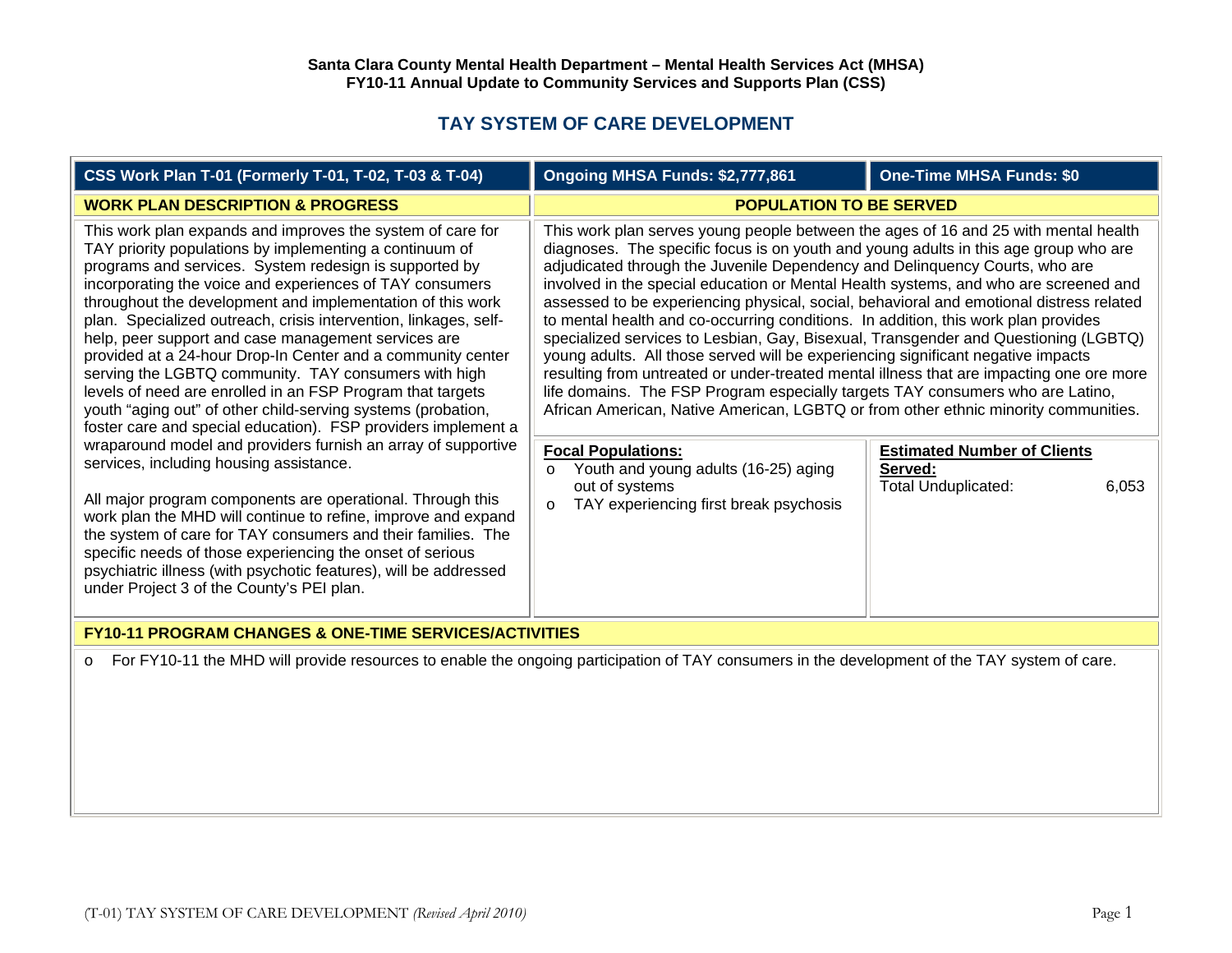**Santa Clara County Mental Health Department – Mental Health Services Act (MHSA)**
**FY10-11 Annual Update to Community Services and Supports Plan (CSS)**

# TAY SYSTEM OF CARE DEVELOPMENT

| CSS Work Plan T-01 (Formerly T-01, T-02, T-03 & T-04) | Ongoing MHSA Funds: $2,777,861 | One-Time MHSA Funds: $0 |
|---|---|---|

## WORK PLAN DESCRIPTION & PROGRESS

This work plan expands and improves the system of care for TAY priority populations by implementing a continuum of programs and services. System redesign is supported by incorporating the voice and experiences of TAY consumers throughout the development and implementation of this work plan. Specialized outreach, crisis intervention, linkages, self-help, peer support and case management services are provided at a 24-hour Drop-In Center and a community center serving the LGBTQ community. TAY consumers with high levels of need are enrolled in an FSP Program that targets youth "aging out" of other child-serving systems (probation, foster care and special education). FSP providers implement a wraparound model and providers furnish an array of supportive services, including housing assistance.

All major program components are operational. Through this work plan the MHD will continue to refine, improve and expand the system of care for TAY consumers and their families. The specific needs of those experiencing the onset of serious psychiatric illness (with psychotic features), will be addressed under Project 3 of the County's PEI plan.

## POPULATION TO BE SERVED

This work plan serves young people between the ages of 16 and 25 with mental health diagnoses. The specific focus is on youth and young adults in this age group who are adjudicated through the Juvenile Dependency and Delinquency Courts, who are involved in the special education or Mental Health systems, and who are screened and assessed to be experiencing physical, social, behavioral and emotional distress related to mental health and co-occurring conditions. In addition, this work plan provides specialized services to Lesbian, Gay, Bisexual, Transgender and Questioning (LGBTQ) young adults. All those served will be experiencing significant negative impacts resulting from untreated or under-treated mental illness that are impacting one ore more life domains. The FSP Program especially targets TAY consumers who are Latino, African American, Native American, LGBTQ or from other ethnic minority communities.

**Focal Populations:**

- Youth and young adults (16-25) aging out of systems
- TAY experiencing first break psychosis

**Estimated Number of Clients Served:**

Total Unduplicated: 6,053

## FY10-11 PROGRAM CHANGES & ONE-TIME SERVICES/ACTIVITIES

- For FY10-11 the MHD will provide resources to enable the ongoing participation of TAY consumers in the development of the TAY system of care.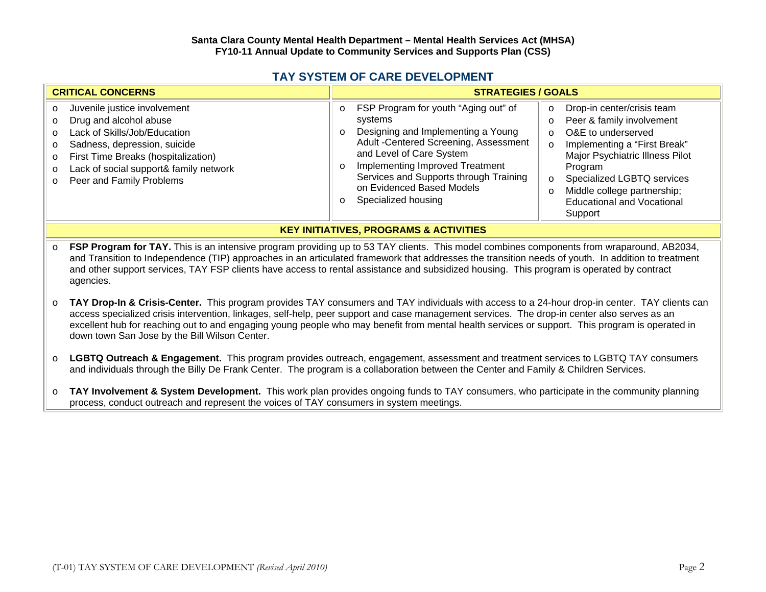# TAY SYSTEM OF CARE DEVELOPMENT

| CRITICAL CONCERNS | STRATEGIES / GOALS | |
|---|---|---|
| o Juvenile justice involvement<br>o Drug and alcohol abuse<br>o Lack of Skills/Job/Education<br>o Sadness, depression, suicide<br>o First Time Breaks (hospitalization)<br>o Lack of social support& family network<br>o Peer and Family Problems | o FSP Program for youth "Aging out" of systems<br>o Designing and Implementing a Young Adult -Centered Screening, Assessment and Level of Care System<br>o Implementing Improved Treatment Services and Supports through Training on Evidenced Based Models<br>o Specialized housing | o Drop-in center/crisis team<br>o Peer & family involvement<br>o O&E to underserved<br>o Implementing a "First Break" Major Psychiatric Illness Pilot Program<br>o Specialized LGBTQ services<br>o Middle college partnership; Educational and Vocational Support |

## KEY INITIATIVES, PROGRAMS & ACTIVITIES

- **FSP Program for TAY.** This is an intensive program providing up to 53 TAY clients. This model combines components from wraparound, AB2034, and Transition to Independence (TIP) approaches in an articulated framework that addresses the transition needs of youth. In addition to treatment and other support services, TAY FSP clients have access to rental assistance and subsidized housing. This program is operated by contract agencies.

- **TAY Drop-In & Crisis-Center.** This program provides TAY consumers and TAY individuals with access to a 24-hour drop-in center. TAY clients can access specialized crisis intervention, linkages, self-help, peer support and case management services. The drop-in center also serves as an excellent hub for reaching out to and engaging young people who may benefit from mental health services or support. This program is operated in down town San Jose by the Bill Wilson Center.

- **LGBTQ Outreach & Engagement.** This program provides outreach, engagement, assessment and treatment services to LGBTQ TAY consumers and individuals through the Billy De Frank Center. The program is a collaboration between the Center and Family & Children Services.

- **TAY Involvement & System Development.** This work plan provides ongoing funds to TAY consumers, who participate in the community planning process, conduct outreach and represent the voices of TAY consumers in system meetings.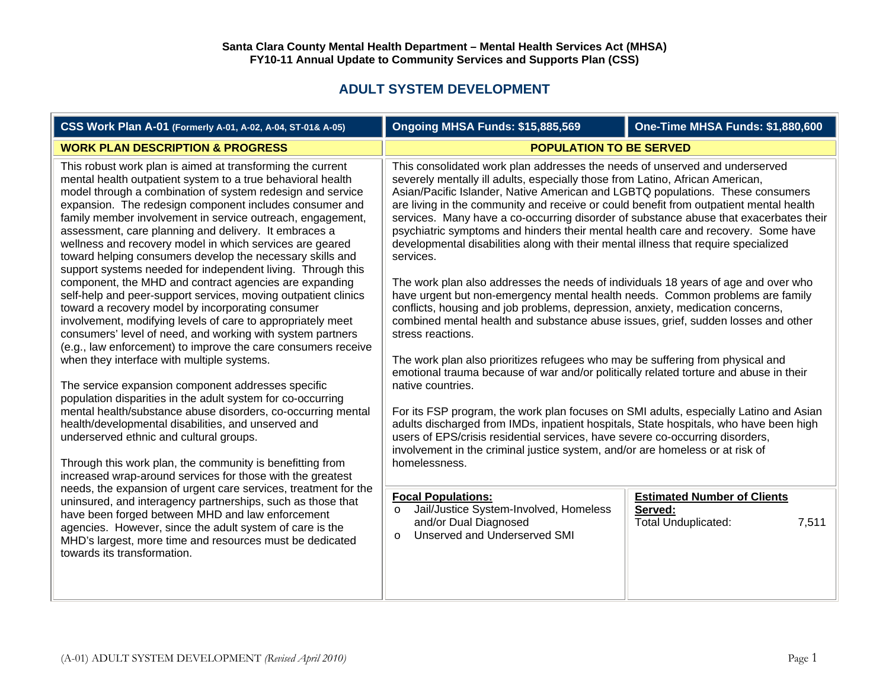**Santa Clara County Mental Health Department – Mental Health Services Act (MHSA)**
**FY10-11 Annual Update to Community Services and Supports Plan (CSS)**

## ADULT SYSTEM DEVELOPMENT

| CSS Work Plan A-01 (Formerly A-01, A-02, A-04, ST-01& A-05) | Ongoing MHSA Funds: $15,885,569 | One-Time MHSA Funds: $1,880,600 |
|---|---|---|
| **WORK PLAN DESCRIPTION & PROGRESS** | **POPULATION TO BE SERVED** | |
| This robust work plan is aimed at transforming the current mental health outpatient system to a true behavioral health model through a combination of system redesign and service expansion. The redesign component includes consumer and family member involvement in service outreach, engagement, assessment, care planning and delivery. It embraces a wellness and recovery model in which services are geared toward helping consumers develop the necessary skills and support systems needed for independent living. Through this component, the MHD and contract agencies are expanding self-help and peer-support services, moving outpatient clinics toward a recovery model by incorporating consumer involvement, modifying levels of care to appropriately meet consumers' level of need, and working with system partners (e.g., law enforcement) to improve the care consumers receive when they interface with multiple systems.<br><br>The service expansion component addresses specific population disparities in the adult system for co-occurring mental health/substance abuse disorders, co-occurring mental health/developmental disabilities, and unserved and underserved ethnic and cultural groups.<br><br>Through this work plan, the community is benefitting from increased wrap-around services for those with the greatest needs, the expansion of urgent care services, treatment for the uninsured, and interagency partnerships, such as those that have been forged between MHD and law enforcement agencies. However, since the adult system of care is the MHD's largest, more time and resources must be dedicated towards its transformation. | This consolidated work plan addresses the needs of unserved and underserved severely mentally ill adults, especially those from Latino, African American, Asian/Pacific Islander, Native American and LGBTQ populations. These consumers are living in the community and receive or could benefit from outpatient mental health services. Many have a co-occurring disorder of substance abuse that exacerbates their psychiatric symptoms and hinders their mental health care and recovery. Some have developmental disabilities along with their mental illness that require specialized services.<br><br>The work plan also addresses the needs of individuals 18 years of age and over who have urgent but non-emergency mental health needs. Common problems are family conflicts, housing and job problems, depression, anxiety, medication concerns, combined mental health and substance abuse issues, grief, sudden losses and other stress reactions.<br><br>The work plan also prioritizes refugees who may be suffering from physical and emotional trauma because of war and/or politically related torture and abuse in their native countries.<br><br>For its FSP program, the work plan focuses on SMI adults, especially Latino and Asian adults discharged from IMDs, inpatient hospitals, State hospitals, who have been high users of EPS/crisis residential services, have severe co-occurring disorders, involvement in the criminal justice system, and/or are homeless or at risk of homelessness. | |
| | **Focal Populations:**<br>o Jail/Justice System-Involved, Homeless and/or Dual Diagnosed<br>o Unserved and Underserved SMI | **Estimated Number of Clients Served:**<br>Total Unduplicated: 7,511 |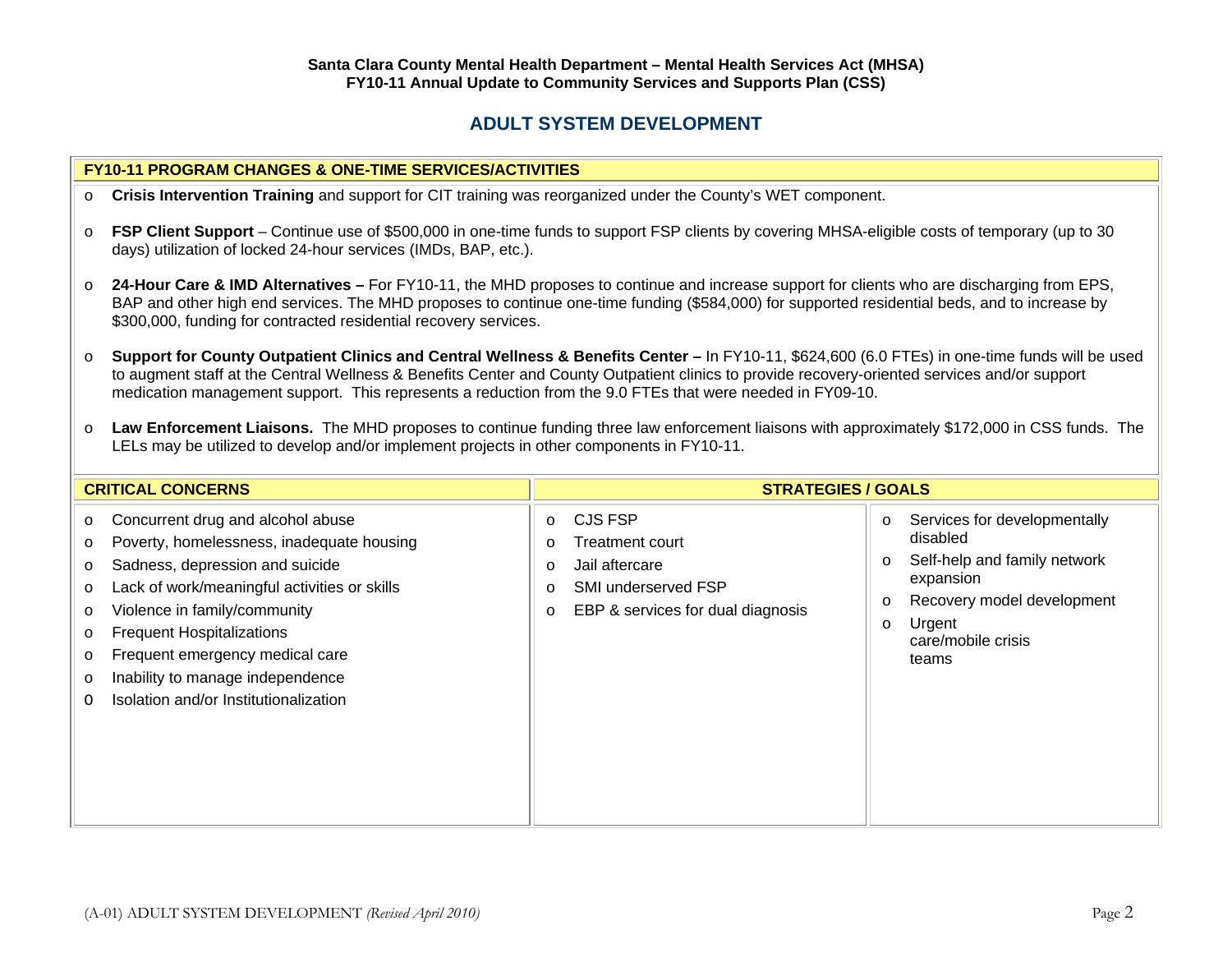**Santa Clara County Mental Health Department – Mental Health Services Act (MHSA)**
**FY10-11 Annual Update to Community Services and Supports Plan (CSS)**

## ADULT SYSTEM DEVELOPMENT

### FY10-11 PROGRAM CHANGES & ONE-TIME SERVICES/ACTIVITIES

- **Crisis Intervention Training** and support for CIT training was reorganized under the County's WET component.
- **FSP Client Support** – Continue use of $500,000 in one-time funds to support FSP clients by covering MHSA-eligible costs of temporary (up to 30 days) utilization of locked 24-hour services (IMDs, BAP, etc.).
- **24-Hour Care & IMD Alternatives –** For FY10-11, the MHD proposes to continue and increase support for clients who are discharging from EPS, BAP and other high end services. The MHD proposes to continue one-time funding ($584,000) for supported residential beds, and to increase by $300,000, funding for contracted residential recovery services.
- **Support for County Outpatient Clinics and Central Wellness & Benefits Center –** In FY10-11, $624,600 (6.0 FTEs) in one-time funds will be used to augment staff at the Central Wellness & Benefits Center and County Outpatient clinics to provide recovery-oriented services and/or support medication management support. This represents a reduction from the 9.0 FTEs that were needed in FY09-10.
- **Law Enforcement Liaisons.** The MHD proposes to continue funding three law enforcement liaisons with approximately $172,000 in CSS funds. The LELs may be utilized to develop and/or implement projects in other components in FY10-11.

| CRITICAL CONCERNS | STRATEGIES / GOALS | |
|---|---|---|
| Concurrent drug and alcohol abuse<br>Poverty, homelessness, inadequate housing<br>Sadness, depression and suicide<br>Lack of work/meaningful activities or skills<br>Violence in family/community<br>Frequent Hospitalizations<br>Frequent emergency medical care<br>Inability to manage independence<br>Isolation and/or Institutionalization | CJS FSP<br>Treatment court<br>Jail aftercare<br>SMI underserved FSP<br>EBP & services for dual diagnosis | Services for developmentally disabled<br>Self-help and family network expansion<br>Recovery model development<br>Urgent care/mobile crisis teams |

(A-01) ADULT SYSTEM DEVELOPMENT *(Revised April 2010)*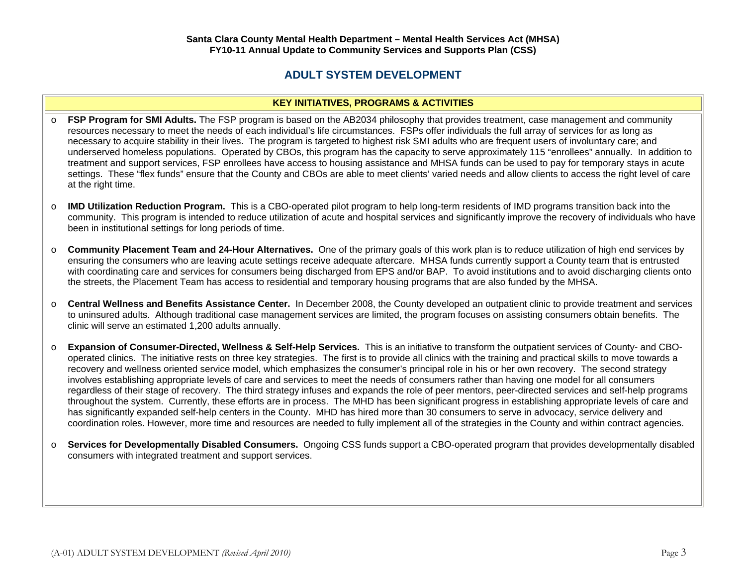**Santa Clara County Mental Health Department – Mental Health Services Act (MHSA)**
**FY10-11 Annual Update to Community Services and Supports Plan (CSS)**

# ADULT SYSTEM DEVELOPMENT

## KEY INITIATIVES, PROGRAMS & ACTIVITIES

- **FSP Program for SMI Adults.** The FSP program is based on the AB2034 philosophy that provides treatment, case management and community resources necessary to meet the needs of each individual's life circumstances. FSPs offer individuals the full array of services for as long as necessary to acquire stability in their lives. The program is targeted to highest risk SMI adults who are frequent users of involuntary care; and underserved homeless populations. Operated by CBOs, this program has the capacity to serve approximately 115 "enrollees" annually. In addition to treatment and support services, FSP enrollees have access to housing assistance and MHSA funds can be used to pay for temporary stays in acute settings. These "flex funds" ensure that the County and CBOs are able to meet clients' varied needs and allow clients to access the right level of care at the right time.

- **IMD Utilization Reduction Program.** This is a CBO-operated pilot program to help long-term residents of IMD programs transition back into the community. This program is intended to reduce utilization of acute and hospital services and significantly improve the recovery of individuals who have been in institutional settings for long periods of time.

- **Community Placement Team and 24-Hour Alternatives.** One of the primary goals of this work plan is to reduce utilization of high end services by ensuring the consumers who are leaving acute settings receive adequate aftercare. MHSA funds currently support a County team that is entrusted with coordinating care and services for consumers being discharged from EPS and/or BAP. To avoid institutions and to avoid discharging clients onto the streets, the Placement Team has access to residential and temporary housing programs that are also funded by the MHSA.

- **Central Wellness and Benefits Assistance Center.** In December 2008, the County developed an outpatient clinic to provide treatment and services to uninsured adults. Although traditional case management services are limited, the program focuses on assisting consumers obtain benefits. The clinic will serve an estimated 1,200 adults annually.

- **Expansion of Consumer-Directed, Wellness & Self-Help Services.** This is an initiative to transform the outpatient services of County- and CBO-operated clinics. The initiative rests on three key strategies. The first is to provide all clinics with the training and practical skills to move towards a recovery and wellness oriented service model, which emphasizes the consumer's principal role in his or her own recovery. The second strategy involves establishing appropriate levels of care and services to meet the needs of consumers rather than having one model for all consumers regardless of their stage of recovery. The third strategy infuses and expands the role of peer mentors, peer-directed services and self-help programs throughout the system. Currently, these efforts are in process. The MHD has been significant progress in establishing appropriate levels of care and has significantly expanded self-help centers in the County. MHD has hired more than 30 consumers to serve in advocacy, service delivery and coordination roles. However, more time and resources are needed to fully implement all of the strategies in the County and within contract agencies.

- **Services for Developmentally Disabled Consumers.** Ongoing CSS funds support a CBO-operated program that provides developmentally disabled consumers with integrated treatment and support services.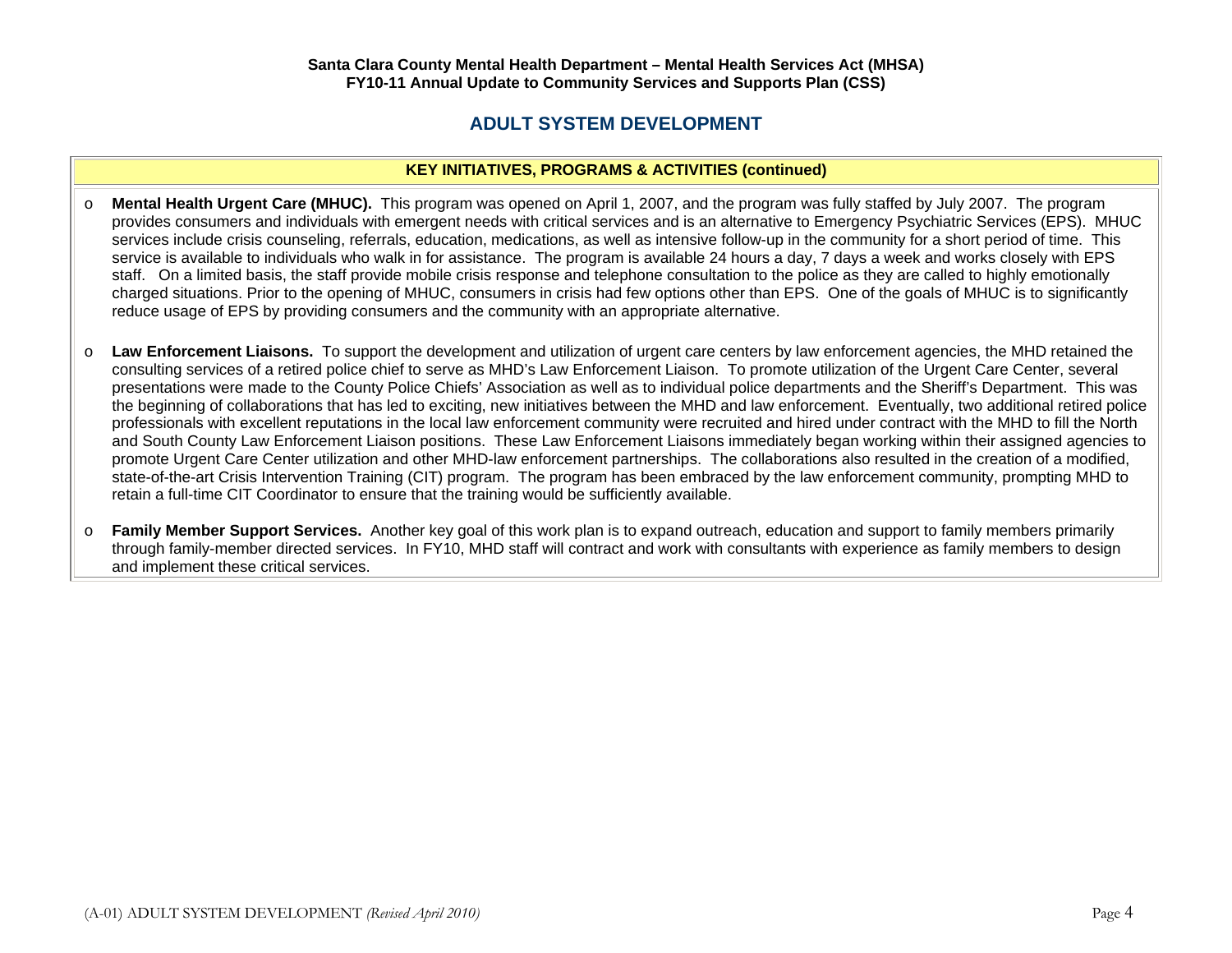## ADULT SYSTEM DEVELOPMENT

### KEY INITIATIVES, PROGRAMS & ACTIVITIES (continued)

- **Mental Health Urgent Care (MHUC).** This program was opened on April 1, 2007, and the program was fully staffed by July 2007. The program provides consumers and individuals with emergent needs with critical services and is an alternative to Emergency Psychiatric Services (EPS). MHUC services include crisis counseling, referrals, education, medications, as well as intensive follow-up in the community for a short period of time. This service is available to individuals who walk in for assistance. The program is available 24 hours a day, 7 days a week and works closely with EPS staff. On a limited basis, the staff provide mobile crisis response and telephone consultation to the police as they are called to highly emotionally charged situations. Prior to the opening of MHUC, consumers in crisis had few options other than EPS. One of the goals of MHUC is to significantly reduce usage of EPS by providing consumers and the community with an appropriate alternative.

- **Law Enforcement Liaisons.** To support the development and utilization of urgent care centers by law enforcement agencies, the MHD retained the consulting services of a retired police chief to serve as MHD's Law Enforcement Liaison. To promote utilization of the Urgent Care Center, several presentations were made to the County Police Chiefs' Association as well as to individual police departments and the Sheriff's Department. This was the beginning of collaborations that has led to exciting, new initiatives between the MHD and law enforcement. Eventually, two additional retired police professionals with excellent reputations in the local law enforcement community were recruited and hired under contract with the MHD to fill the North and South County Law Enforcement Liaison positions. These Law Enforcement Liaisons immediately began working within their assigned agencies to promote Urgent Care Center utilization and other MHD-law enforcement partnerships. The collaborations also resulted in the creation of a modified, state-of-the-art Crisis Intervention Training (CIT) program. The program has been embraced by the law enforcement community, prompting MHD to retain a full-time CIT Coordinator to ensure that the training would be sufficiently available.

- **Family Member Support Services.** Another key goal of this work plan is to expand outreach, education and support to family members primarily through family-member directed services. In FY10, MHD staff will contract and work with consultants with experience as family members to design and implement these critical services.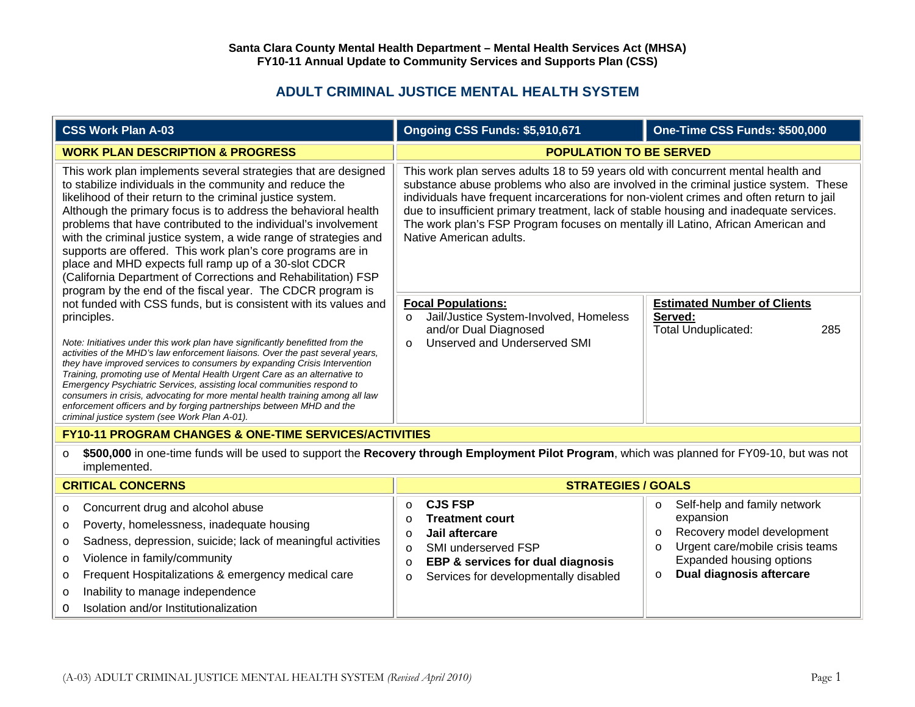**Santa Clara County Mental Health Department – Mental Health Services Act (MHSA)**
**FY10-11 Annual Update to Community Services and Supports Plan (CSS)**

# ADULT CRIMINAL JUSTICE MENTAL HEALTH SYSTEM

| CSS Work Plan A-03 | Ongoing CSS Funds: $5,910,671 | One-Time CSS Funds: $500,000 |
|---|---|---|

## WORK PLAN DESCRIPTION & PROGRESS

This work plan implements several strategies that are designed to stabilize individuals in the community and reduce the likelihood of their return to the criminal justice system. Although the primary focus is to address the behavioral health problems that have contributed to the individual's involvement with the criminal justice system, a wide range of strategies and supports are offered. This work plan's core programs are in place and MHD expects full ramp up of a 30-slot CDCR (California Department of Corrections and Rehabilitation) FSP program by the end of the fiscal year. The CDCR program is not funded with CSS funds, but is consistent with its values and principles.

*Note: Initiatives under this work plan have significantly benefitted from the activities of the MHD's law enforcement liaisons. Over the past several years, they have improved services to consumers by expanding Crisis Intervention Training, promoting use of Mental Health Urgent Care as an alternative to Emergency Psychiatric Services, assisting local communities respond to consumers in crisis, advocating for more mental health training among all law enforcement officers and by forging partnerships between MHD and the criminal justice system (see Work Plan A-01).*

## POPULATION TO BE SERVED

This work plan serves adults 18 to 59 years old with concurrent mental health and substance abuse problems who also are involved in the criminal justice system. These individuals have frequent incarcerations for non-violent crimes and often return to jail due to insufficient primary treatment, lack of stable housing and inadequate services. The work plan's FSP Program focuses on mentally ill Latino, African American and Native American adults.

**Focal Populations:**

- Jail/Justice System-Involved, Homeless and/or Dual Diagnosed
- Unserved and Underserved SMI

**Estimated Number of Clients Served:**

Total Unduplicated: 285

## FY10-11 PROGRAM CHANGES & ONE-TIME SERVICES/ACTIVITIES

- **$500,000** in one-time funds will be used to support the **Recovery through Employment Pilot Program**, which was planned for FY09-10, but was not implemented.

## CRITICAL CONCERNS

- Concurrent drug and alcohol abuse
- Poverty, homelessness, inadequate housing
- Sadness, depression, suicide; lack of meaningful activities
- Violence in family/community
- Frequent Hospitalizations & emergency medical care
- Inability to manage independence
- Isolation and/or Institutionalization

## STRATEGIES / GOALS

- **CJS FSP**
- **Treatment court**
- **Jail aftercare**
- SMI underserved FSP
- **EBP & services for dual diagnosis**
- Services for developmentally disabled
- Self-help and family network expansion
- Recovery model development
- Urgent care/mobile crisis teams Expanded housing options
- **Dual diagnosis aftercare**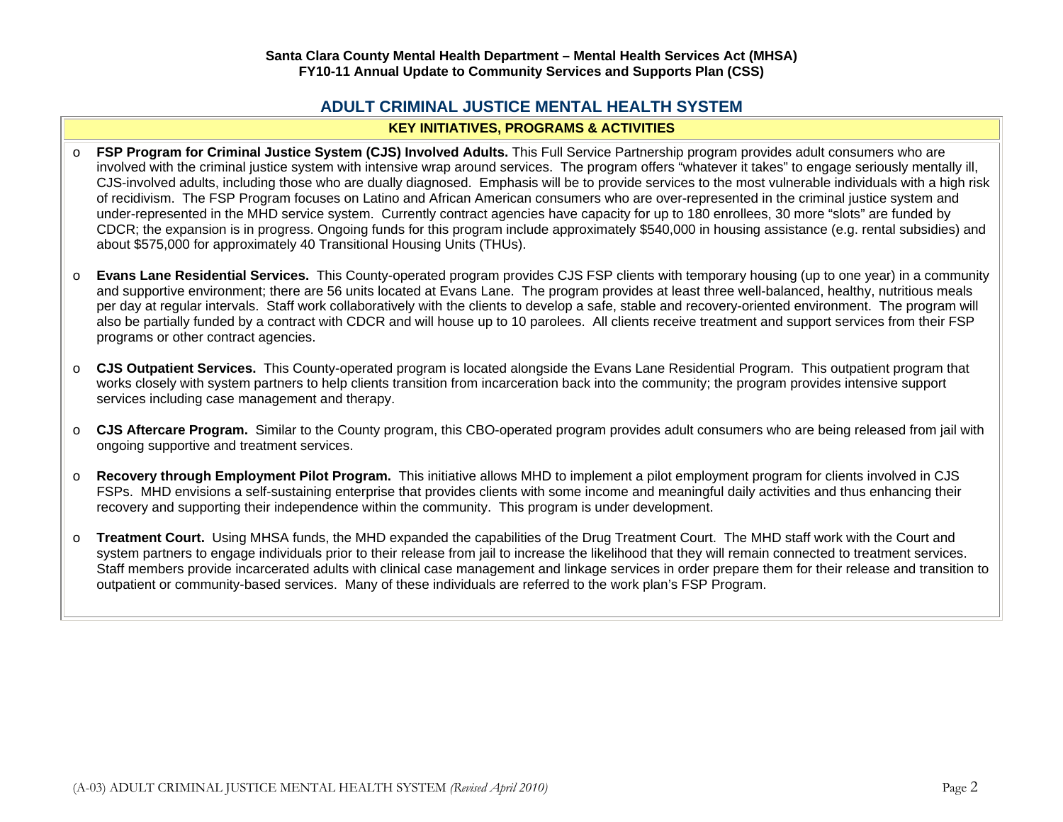## ADULT CRIMINAL JUSTICE MENTAL HEALTH SYSTEM

### KEY INITIATIVES, PROGRAMS & ACTIVITIES

- **FSP Program for Criminal Justice System (CJS) Involved Adults.** This Full Service Partnership program provides adult consumers who are involved with the criminal justice system with intensive wrap around services. The program offers "whatever it takes" to engage seriously mentally ill, CJS-involved adults, including those who are dually diagnosed. Emphasis will be to provide services to the most vulnerable individuals with a high risk of recidivism. The FSP Program focuses on Latino and African American consumers who are over-represented in the criminal justice system and under-represented in the MHD service system. Currently contract agencies have capacity for up to 180 enrollees, 30 more "slots" are funded by CDCR; the expansion is in progress. Ongoing funds for this program include approximately $540,000 in housing assistance (e.g. rental subsidies) and about $575,000 for approximately 40 Transitional Housing Units (THUs).

- **Evans Lane Residential Services.** This County-operated program provides CJS FSP clients with temporary housing (up to one year) in a community and supportive environment; there are 56 units located at Evans Lane. The program provides at least three well-balanced, healthy, nutritious meals per day at regular intervals. Staff work collaboratively with the clients to develop a safe, stable and recovery-oriented environment. The program will also be partially funded by a contract with CDCR and will house up to 10 parolees. All clients receive treatment and support services from their FSP programs or other contract agencies.

- **CJS Outpatient Services.** This County-operated program is located alongside the Evans Lane Residential Program. This outpatient program that works closely with system partners to help clients transition from incarceration back into the community; the program provides intensive support services including case management and therapy.

- **CJS Aftercare Program.** Similar to the County program, this CBO-operated program provides adult consumers who are being released from jail with ongoing supportive and treatment services.

- **Recovery through Employment Pilot Program.** This initiative allows MHD to implement a pilot employment program for clients involved in CJS FSPs. MHD envisions a self-sustaining enterprise that provides clients with some income and meaningful daily activities and thus enhancing their recovery and supporting their independence within the community. This program is under development.

- **Treatment Court.** Using MHSA funds, the MHD expanded the capabilities of the Drug Treatment Court. The MHD staff work with the Court and system partners to engage individuals prior to their release from jail to increase the likelihood that they will remain connected to treatment services. Staff members provide incarcerated adults with clinical case management and linkage services in order prepare them for their release and transition to outpatient or community-based services. Many of these individuals are referred to the work plan's FSP Program.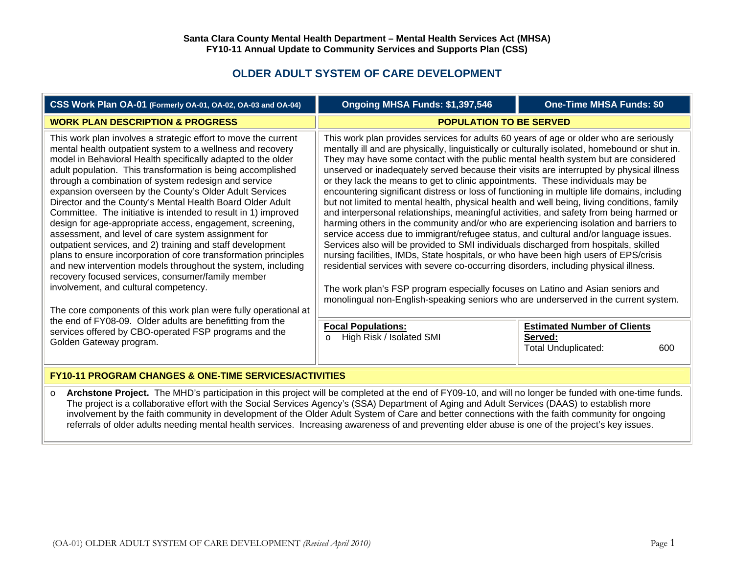**Santa Clara County Mental Health Department – Mental Health Services Act (MHSA)**
**FY10-11 Annual Update to Community Services and Supports Plan (CSS)**

# OLDER ADULT SYSTEM OF CARE DEVELOPMENT

| CSS Work Plan OA-01 (Formerly OA-01, OA-02, OA-03 and OA-04) | Ongoing MHSA Funds: $1,397,546 | One-Time MHSA Funds: $0 |
|---|---|---|

## WORK PLAN DESCRIPTION & PROGRESS

This work plan involves a strategic effort to move the current mental health outpatient system to a wellness and recovery model in Behavioral Health specifically adapted to the older adult population. This transformation is being accomplished through a combination of system redesign and service expansion overseen by the County's Older Adult Services Director and the County's Mental Health Board Older Adult Committee. The initiative is intended to result in 1) improved design for age-appropriate access, engagement, screening, assessment, and level of care system assignment for outpatient services, and 2) training and staff development plans to ensure incorporation of core transformation principles and new intervention models throughout the system, including recovery focused services, consumer/family member involvement, and cultural competency.

The core components of this work plan were fully operational at the end of FY08-09. Older adults are benefitting from the services offered by CBO-operated FSP programs and the Golden Gateway program.

## POPULATION TO BE SERVED

This work plan provides services for adults 60 years of age or older who are seriously mentally ill and are physically, linguistically or culturally isolated, homebound or shut in. They may have some contact with the public mental health system but are considered unserved or inadequately served because their visits are interrupted by physical illness or they lack the means to get to clinic appointments. These individuals may be encountering significant distress or loss of functioning in multiple life domains, including but not limited to mental health, physical health and well being, living conditions, family and interpersonal relationships, meaningful activities, and safety from being harmed or harming others in the community and/or who are experiencing isolation and barriers to service access due to immigrant/refugee status, and cultural and/or language issues. Services also will be provided to SMI individuals discharged from hospitals, skilled nursing facilities, IMDs, State hospitals, or who have been high users of EPS/crisis residential services with severe co-occurring disorders, including physical illness.

The work plan's FSP program especially focuses on Latino and Asian seniors and monolingual non-English-speaking seniors who are underserved in the current system.

| Focal Populations: | Estimated Number of Clients Served: |
|---|---|
| o High Risk / Isolated SMI | Total Unduplicated: 600 |

## FY10-11 PROGRAM CHANGES & ONE-TIME SERVICES/ACTIVITIES

- **Archstone Project.** The MHD's participation in this project will be completed at the end of FY09-10, and will no longer be funded with one-time funds. The project is a collaborative effort with the Social Services Agency's (SSA) Department of Aging and Adult Services (DAAS) to establish more involvement by the faith community in development of the Older Adult System of Care and better connections with the faith community for ongoing referrals of older adults needing mental health services. Increasing awareness of and preventing elder abuse is one of the project's key issues.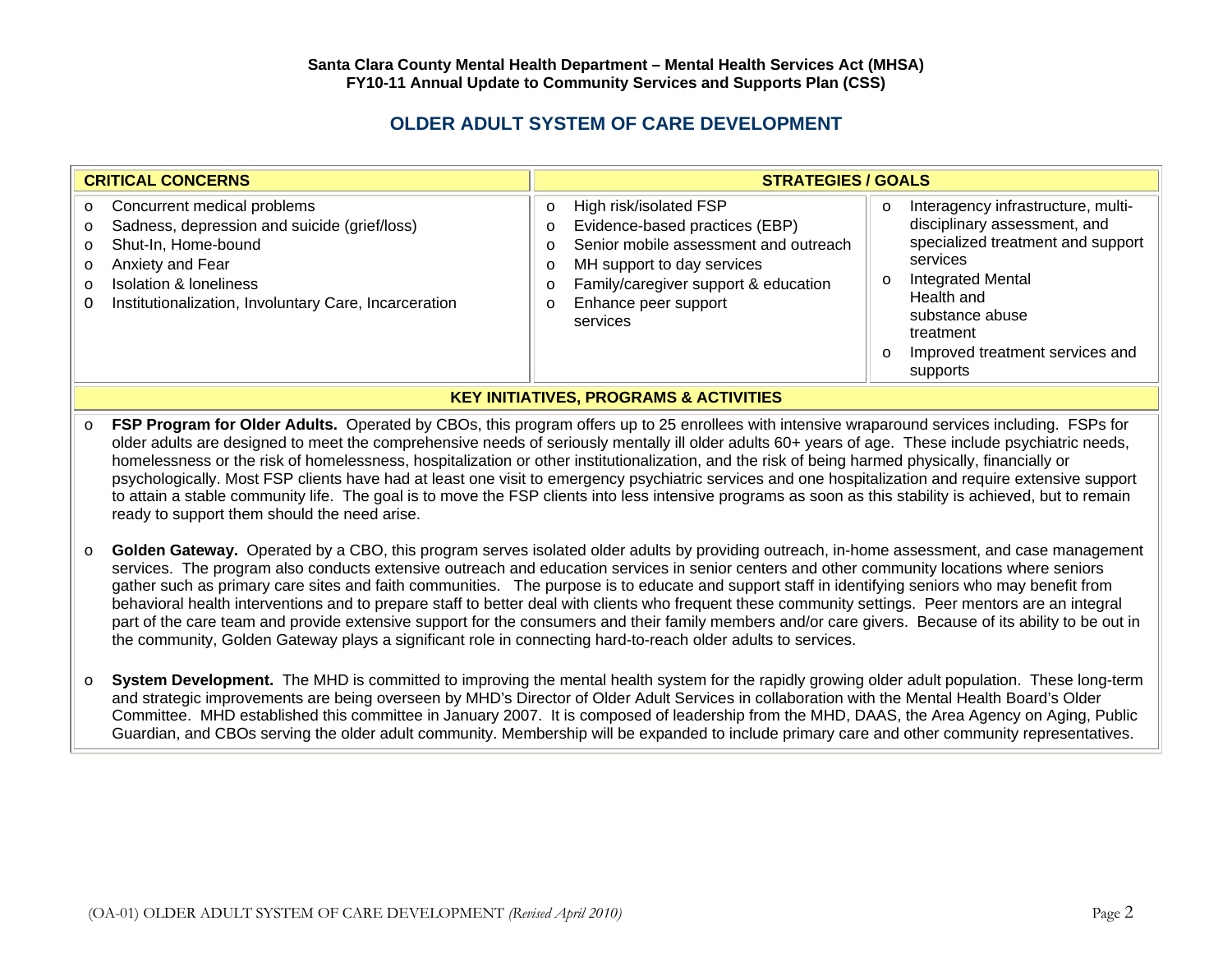**Santa Clara County Mental Health Department – Mental Health Services Act (MHSA)**
**FY10-11 Annual Update to Community Services and Supports Plan (CSS)**

## OLDER ADULT SYSTEM OF CARE DEVELOPMENT

| CRITICAL CONCERNS | STRATEGIES / GOALS | |
|---|---|---|
| o Concurrent medical problems<br>o Sadness, depression and suicide (grief/loss)<br>o Shut-In, Home-bound<br>o Anxiety and Fear<br>o Isolation & loneliness<br>0 Institutionalization, Involuntary Care, Incarceration | o High risk/isolated FSP<br>o Evidence-based practices (EBP)<br>o Senior mobile assessment and outreach<br>o MH support to day services<br>o Family/caregiver support & education<br>o Enhance peer support services | o Interagency infrastructure, multi-disciplinary assessment, and specialized treatment and support services<br>o Integrated Mental Health and substance abuse treatment<br>o Improved treatment services and supports |

### KEY INITIATIVES, PROGRAMS & ACTIVITIES

- **FSP Program for Older Adults.** Operated by CBOs, this program offers up to 25 enrollees with intensive wraparound services including. FSPs for older adults are designed to meet the comprehensive needs of seriously mentally ill older adults 60+ years of age. These include psychiatric needs, homelessness or the risk of homelessness, hospitalization or other institutionalization, and the risk of being harmed physically, financially or psychologically. Most FSP clients have had at least one visit to emergency psychiatric services and one hospitalization and require extensive support to attain a stable community life. The goal is to move the FSP clients into less intensive programs as soon as this stability is achieved, but to remain ready to support them should the need arise.

- **Golden Gateway.** Operated by a CBO, this program serves isolated older adults by providing outreach, in-home assessment, and case management services. The program also conducts extensive outreach and education services in senior centers and other community locations where seniors gather such as primary care sites and faith communities. The purpose is to educate and support staff in identifying seniors who may benefit from behavioral health interventions and to prepare staff to better deal with clients who frequent these community settings. Peer mentors are an integral part of the care team and provide extensive support for the consumers and their family members and/or care givers. Because of its ability to be out in the community, Golden Gateway plays a significant role in connecting hard-to-reach older adults to services.

- **System Development.** The MHD is committed to improving the mental health system for the rapidly growing older adult population. These long-term and strategic improvements are being overseen by MHD's Director of Older Adult Services in collaboration with the Mental Health Board's Older Committee. MHD established this committee in January 2007. It is composed of leadership from the MHD, DAAS, the Area Agency on Aging, Public Guardian, and CBOs serving the older adult community. Membership will be expanded to include primary care and other community representatives.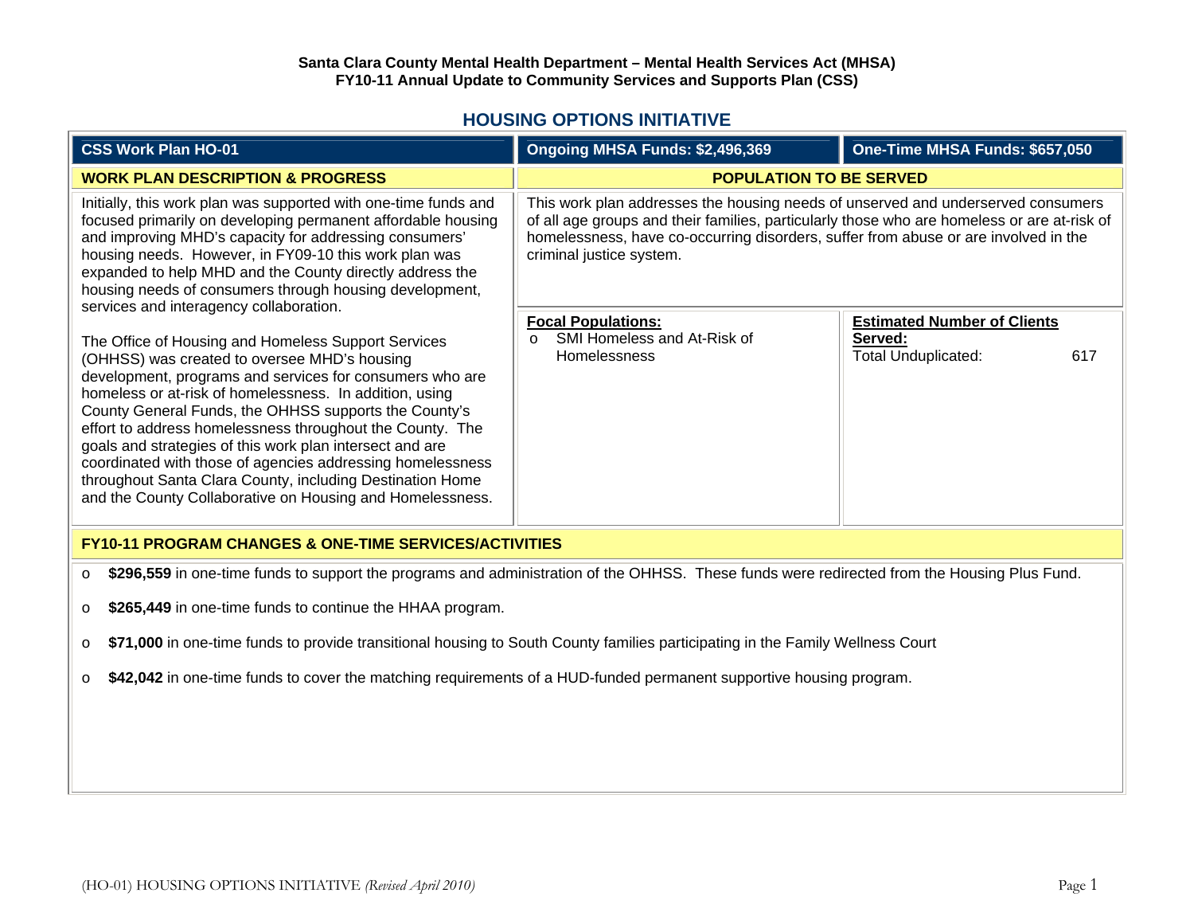**Santa Clara County Mental Health Department – Mental Health Services Act (MHSA)**
**FY10-11 Annual Update to Community Services and Supports Plan (CSS)**

## HOUSING OPTIONS INITIATIVE

| CSS Work Plan HO-01 | Ongoing MHSA Funds: $2,496,369 | One-Time MHSA Funds: $657,050 |
|---|---|---|
| **WORK PLAN DESCRIPTION & PROGRESS** | **POPULATION TO BE SERVED** | |
| Initially, this work plan was supported with one-time funds and focused primarily on developing permanent affordable housing and improving MHD's capacity for addressing consumers' housing needs. However, in FY09-10 this work plan was expanded to help MHD and the County directly address the housing needs of consumers through housing development, services and interagency collaboration.<br><br>The Office of Housing and Homeless Support Services (OHHSS) was created to oversee MHD's housing development, programs and services for consumers who are homeless or at-risk of homelessness. In addition, using County General Funds, the OHHSS supports the County's effort to address homelessness throughout the County. The goals and strategies of this work plan intersect and are coordinated with those of agencies addressing homelessness throughout Santa Clara County, including Destination Home and the County Collaborative on Housing and Homelessness. | This work plan addresses the housing needs of unserved and underserved consumers of all age groups and their families, particularly those who are homeless or are at-risk of homelessness, have co-occurring disorders, suffer from abuse or are involved in the criminal justice system.<br><br>**Focal Populations:**<br>o SMI Homeless and At-Risk of Homelessness | **Estimated Number of Clients Served:**<br>Total Unduplicated: 617 |

### FY10-11 PROGRAM CHANGES & ONE-TIME SERVICES/ACTIVITIES

- **$296,559** in one-time funds to support the programs and administration of the OHHSS. These funds were redirected from the Housing Plus Fund.
- **$265,449** in one-time funds to continue the HHAA program.
- **$71,000** in one-time funds to provide transitional housing to South County families participating in the Family Wellness Court
- **$42,042** in one-time funds to cover the matching requirements of a HUD-funded permanent supportive housing program.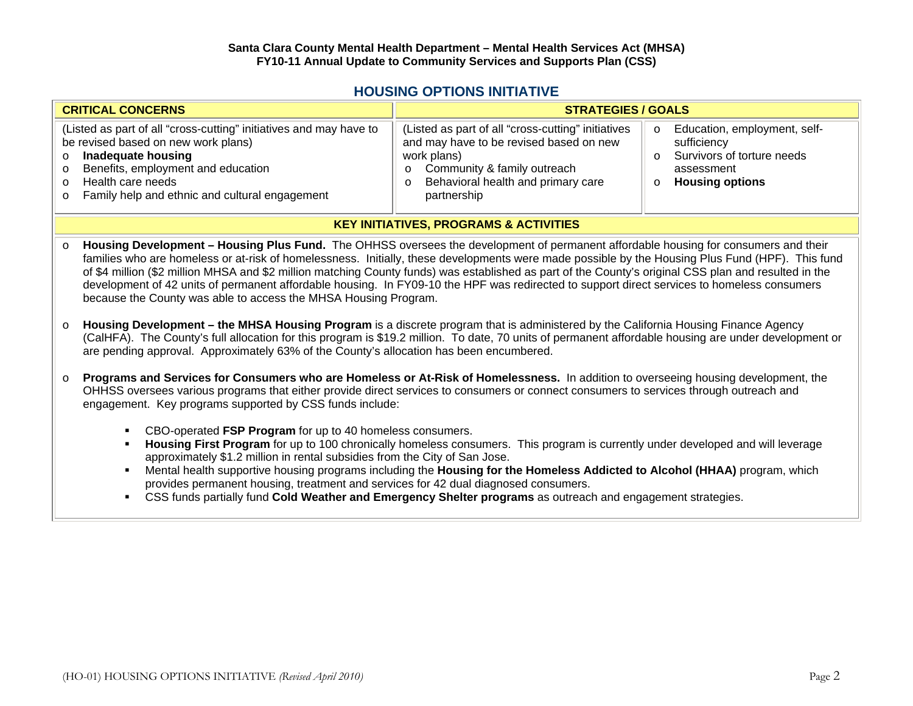## HOUSING OPTIONS INITIATIVE

| CRITICAL CONCERNS | STRATEGIES / GOALS | |
|---|---|---|
| (Listed as part of all "cross-cutting" initiatives and may have to be revised based on new work plans)<br>o **Inadequate housing**<br>o Benefits, employment and education<br>o Health care needs<br>o Family help and ethnic and cultural engagement | (Listed as part of all "cross-cutting" initiatives and may have to be revised based on new work plans)<br>o Community & family outreach<br>o Behavioral health and primary care partnership | o Education, employment, self-sufficiency<br>o Survivors of torture needs assessment<br>o **Housing options** |

### KEY INITIATIVES, PROGRAMS & ACTIVITIES

- **Housing Development – Housing Plus Fund.** The OHHSS oversees the development of permanent affordable housing for consumers and their families who are homeless or at-risk of homelessness. Initially, these developments were made possible by the Housing Plus Fund (HPF). This fund of $4 million ($2 million MHSA and $2 million matching County funds) was established as part of the County's original CSS plan and resulted in the development of 42 units of permanent affordable housing. In FY09-10 the HPF was redirected to support direct services to homeless consumers because the County was able to access the MHSA Housing Program.

- **Housing Development – the MHSA Housing Program** is a discrete program that is administered by the California Housing Finance Agency (CalHFA). The County's full allocation for this program is $19.2 million. To date, 70 units of permanent affordable housing are under development or are pending approval. Approximately 63% of the County's allocation has been encumbered.

- **Programs and Services for Consumers who are Homeless or At-Risk of Homelessness.** In addition to overseeing housing development, the OHHSS oversees various programs that either provide direct services to consumers or connect consumers to services through outreach and engagement. Key programs supported by CSS funds include:

  - CBO-operated **FSP Program** for up to 40 homeless consumers.
  - **Housing First Program** for up to 100 chronically homeless consumers. This program is currently under developed and will leverage approximately $1.2 million in rental subsidies from the City of San Jose.
  - Mental health supportive housing programs including the **Housing for the Homeless Addicted to Alcohol (HHAA)** program, which provides permanent housing, treatment and services for 42 dual diagnosed consumers.
  - CSS funds partially fund **Cold Weather and Emergency Shelter programs** as outreach and engagement strategies.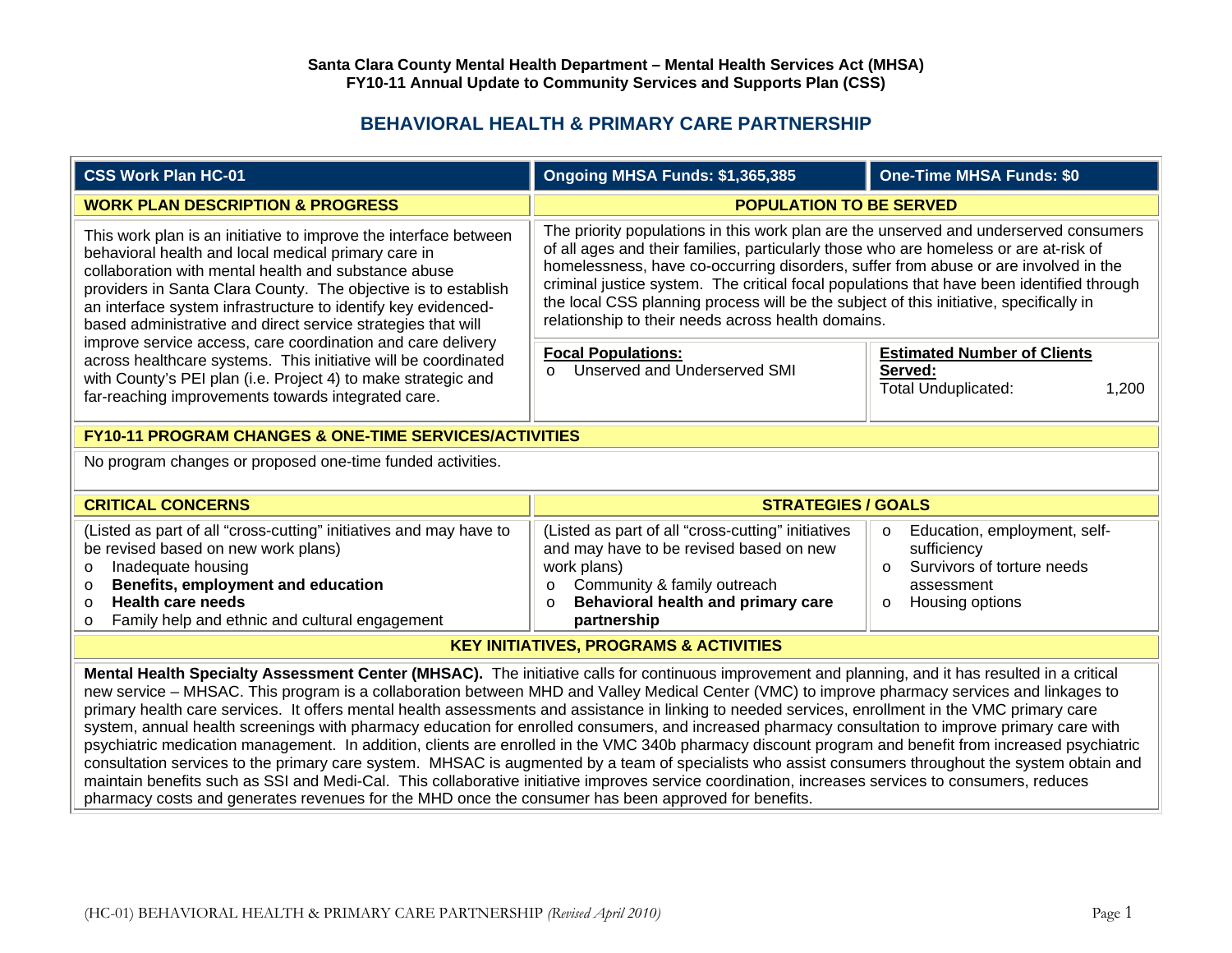**Santa Clara County Mental Health Department – Mental Health Services Act (MHSA)**
**FY10-11 Annual Update to Community Services and Supports Plan (CSS)**

## BEHAVIORAL HEALTH & PRIMARY CARE PARTNERSHIP

| CSS Work Plan HC-01 | Ongoing MHSA Funds: $1,365,385 | One-Time MHSA Funds: $0 |
|---|---|---|

**WORK PLAN DESCRIPTION & PROGRESS**

This work plan is an initiative to improve the interface between behavioral health and local medical primary care in collaboration with mental health and substance abuse providers in Santa Clara County. The objective is to establish an interface system infrastructure to identify key evidenced-based administrative and direct service strategies that will improve service access, care coordination and care delivery across healthcare systems. This initiative will be coordinated with County's PEI plan (i.e. Project 4) to make strategic and far-reaching improvements towards integrated care.

**POPULATION TO BE SERVED**

The priority populations in this work plan are the unserved and underserved consumers of all ages and their families, particularly those who are homeless or are at-risk of homelessness, have co-occurring disorders, suffer from abuse or are involved in the criminal justice system. The critical focal populations that have been identified through the local CSS planning process will be the subject of this initiative, specifically in relationship to their needs across health domains.

**Focal Populations:**

- Unserved and Underserved SMI

**Estimated Number of Clients Served:**

Total Unduplicated: 1,200

**FY10-11 PROGRAM CHANGES & ONE-TIME SERVICES/ACTIVITIES**

No program changes or proposed one-time funded activities.

**CRITICAL CONCERNS**

(Listed as part of all "cross-cutting" initiatives and may have to be revised based on new work plans)

- Inadequate housing
- **Benefits, employment and education**
- **Health care needs**
- Family help and ethnic and cultural engagement

**STRATEGIES / GOALS**

(Listed as part of all "cross-cutting" initiatives and may have to be revised based on new work plans)

- Community & family outreach
- **Behavioral health and primary care partnership**
- Education, employment, self-sufficiency
- Survivors of torture needs assessment
- Housing options

**KEY INITIATIVES, PROGRAMS & ACTIVITIES**

**Mental Health Specialty Assessment Center (MHSAC).** The initiative calls for continuous improvement and planning, and it has resulted in a critical new service – MHSAC. This program is a collaboration between MHD and Valley Medical Center (VMC) to improve pharmacy services and linkages to primary health care services. It offers mental health assessments and assistance in linking to needed services, enrollment in the VMC primary care system, annual health screenings with pharmacy education for enrolled consumers, and increased pharmacy consultation to improve primary care with psychiatric medication management. In addition, clients are enrolled in the VMC 340b pharmacy discount program and benefit from increased psychiatric consultation services to the primary care system. MHSAC is augmented by a team of specialists who assist consumers throughout the system obtain and maintain benefits such as SSI and Medi-Cal. This collaborative initiative improves service coordination, increases services to consumers, reduces pharmacy costs and generates revenues for the MHD once the consumer has been approved for benefits.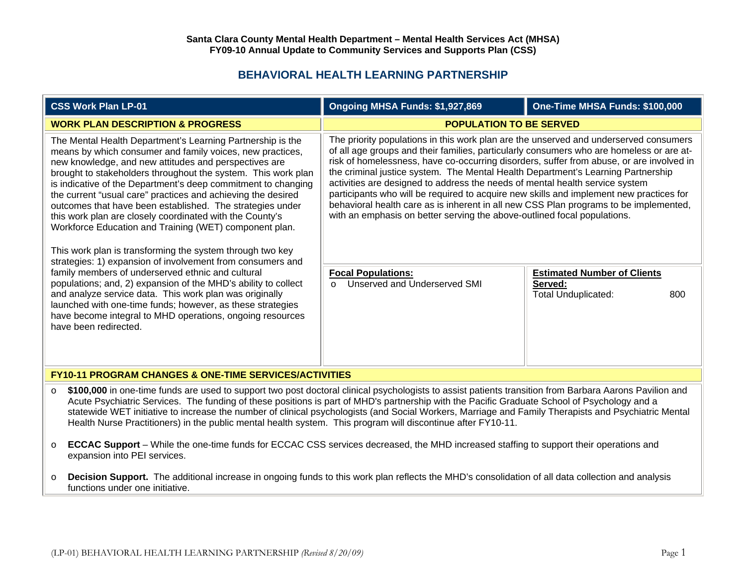**Santa Clara County Mental Health Department – Mental Health Services Act (MHSA)**
**FY09-10 Annual Update to Community Services and Supports Plan (CSS)**

# BEHAVIORAL HEALTH LEARNING PARTNERSHIP

| CSS Work Plan LP-01 | Ongoing MHSA Funds: $1,927,869 | One-Time MHSA Funds: $100,000 |
|---|---|---|
| **WORK PLAN DESCRIPTION & PROGRESS** | **POPULATION TO BE SERVED** | |
| The Mental Health Department's Learning Partnership is the means by which consumer and family voices, new practices, new knowledge, and new attitudes and perspectives are brought to stakeholders throughout the system. This work plan is indicative of the Department's deep commitment to changing the current "usual care" practices and achieving the desired outcomes that have been established. The strategies under this work plan are closely coordinated with the County's Workforce Education and Training (WET) component plan.<br><br>This work plan is transforming the system through two key strategies: 1) expansion of involvement from consumers and family members of underserved ethnic and cultural populations; and, 2) expansion of the MHD's ability to collect and analyze service data. This work plan was originally launched with one-time funds; however, as these strategies have become integral to MHD operations, ongoing resources have been redirected. | The priority populations in this work plan are the unserved and underserved consumers of all age groups and their families, particularly consumers who are homeless or are at-risk of homelessness, have co-occurring disorders, suffer from abuse, or are involved in the criminal justice system. The Mental Health Department's Learning Partnership activities are designed to address the needs of mental health service system participants who will be required to acquire new skills and implement new practices for behavioral health care as is inherent in all new CSS Plan programs to be implemented, with an emphasis on better serving the above-outlined focal populations.<br><br>**Focal Populations:**<br>o Unserved and Underserved SMI | <br><br><br><br><br><br><br><br>**Estimated Number of Clients Served:**<br>Total Unduplicated: 800 |

## FY10-11 PROGRAM CHANGES & ONE-TIME SERVICES/ACTIVITIES

- **$100,000** in one-time funds are used to support two post doctoral clinical psychologists to assist patients transition from Barbara Aarons Pavilion and Acute Psychiatric Services. The funding of these positions is part of MHD's partnership with the Pacific Graduate School of Psychology and a statewide WET initiative to increase the number of clinical psychologists (and Social Workers, Marriage and Family Therapists and Psychiatric Mental Health Nurse Practitioners) in the public mental health system. This program will discontinue after FY10-11.
- **ECCAC Support** – While the one-time funds for ECCAC CSS services decreased, the MHD increased staffing to support their operations and expansion into PEI services.
- **Decision Support.** The additional increase in ongoing funds to this work plan reflects the MHD's consolidation of all data collection and analysis functions under one initiative.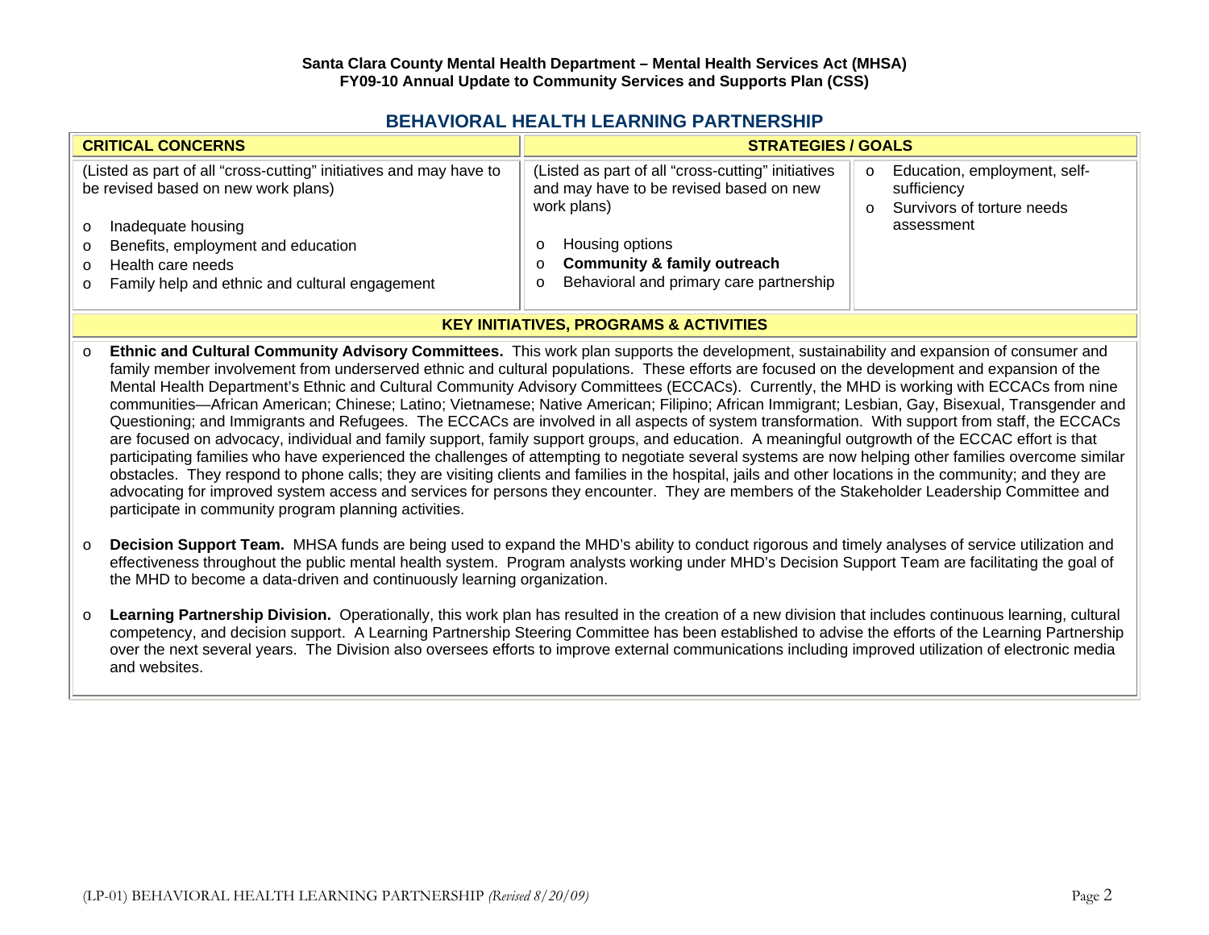Santa Clara County Mental Health Department – Mental Health Services Act (MHSA)
FY09-10 Annual Update to Community Services and Supports Plan (CSS)

## BEHAVIORAL HEALTH LEARNING PARTNERSHIP

| CRITICAL CONCERNS | STRATEGIES / GOALS | |
|---|---|---|
| (Listed as part of all "cross-cutting" initiatives and may have to be revised based on new work plans)<br><br>- Inadequate housing<br>- Benefits, employment and education<br>- Health care needs<br>- Family help and ethnic and cultural engagement | (Listed as part of all "cross-cutting" initiatives and may have to be revised based on new work plans)<br><br>- Housing options<br>- **Community & family outreach**<br>- Behavioral and primary care partnership | - Education, employment, self-sufficiency<br>- Survivors of torture needs assessment |

### KEY INITIATIVES, PROGRAMS & ACTIVITIES

- **Ethnic and Cultural Community Advisory Committees.** This work plan supports the development, sustainability and expansion of consumer and family member involvement from underserved ethnic and cultural populations. These efforts are focused on the development and expansion of the Mental Health Department's Ethnic and Cultural Community Advisory Committees (ECCACs). Currently, the MHD is working with ECCACs from nine communities—African American; Chinese; Latino; Vietnamese; Native American; Filipino; African Immigrant; Lesbian, Gay, Bisexual, Transgender and Questioning; and Immigrants and Refugees. The ECCACs are involved in all aspects of system transformation. With support from staff, the ECCACs are focused on advocacy, individual and family support, family support groups, and education. A meaningful outgrowth of the ECCAC effort is that participating families who have experienced the challenges of attempting to negotiate several systems are now helping other families overcome similar obstacles. They respond to phone calls; they are visiting clients and families in the hospital, jails and other locations in the community; and they are advocating for improved system access and services for persons they encounter. They are members of the Stakeholder Leadership Committee and participate in community program planning activities.

- **Decision Support Team.** MHSA funds are being used to expand the MHD's ability to conduct rigorous and timely analyses of service utilization and effectiveness throughout the public mental health system. Program analysts working under MHD's Decision Support Team are facilitating the goal of the MHD to become a data-driven and continuously learning organization.

- **Learning Partnership Division.** Operationally, this work plan has resulted in the creation of a new division that includes continuous learning, cultural competency, and decision support. A Learning Partnership Steering Committee has been established to advise the efforts of the Learning Partnership over the next several years. The Division also oversees efforts to improve external communications including improved utilization of electronic media and websites.